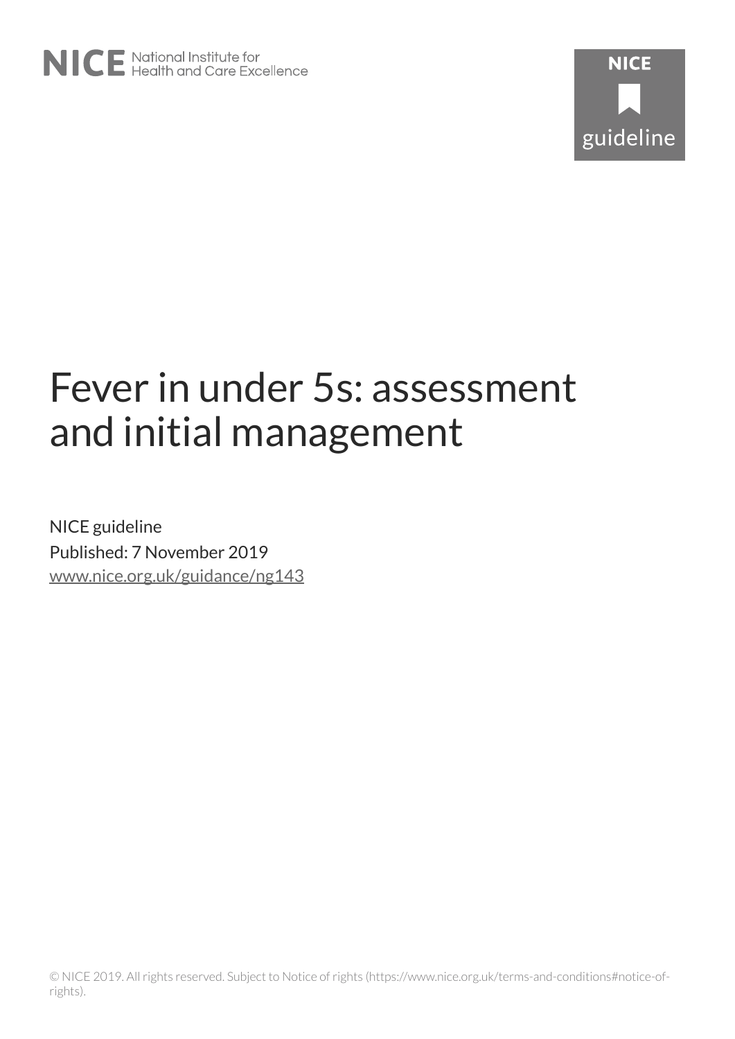NICE National Institute for Health and Care Excellence

NICE guideline

# Fever in under 5s: assessment and initial management

NICE guideline
Published: 7 November 2019
www.nice.org.uk/guidance/ng143

© NICE 2019. All rights reserved. Subject to Notice of rights (https://www.nice.org.uk/terms-and-conditions#notice-of-rights).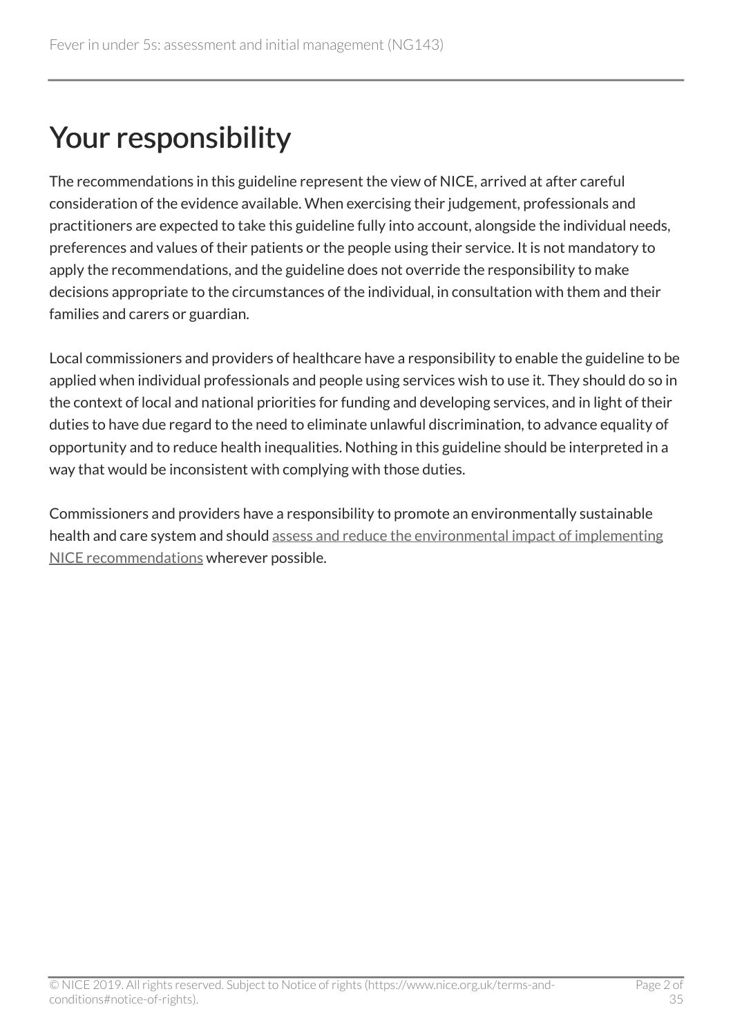# Your responsibility

The recommendations in this guideline represent the view of NICE, arrived at after careful consideration of the evidence available. When exercising their judgement, professionals and practitioners are expected to take this guideline fully into account, alongside the individual needs, preferences and values of their patients or the people using their service. It is not mandatory to apply the recommendations, and the guideline does not override the responsibility to make decisions appropriate to the circumstances of the individual, in consultation with them and their families and carers or guardian.

Local commissioners and providers of healthcare have a responsibility to enable the guideline to be applied when individual professionals and people using services wish to use it. They should do so in the context of local and national priorities for funding and developing services, and in light of their duties to have due regard to the need to eliminate unlawful discrimination, to advance equality of opportunity and to reduce health inequalities. Nothing in this guideline should be interpreted in a way that would be inconsistent with complying with those duties.

Commissioners and providers have a responsibility to promote an environmentally sustainable health and care system and should assess and reduce the environmental impact of implementing NICE recommendations wherever possible.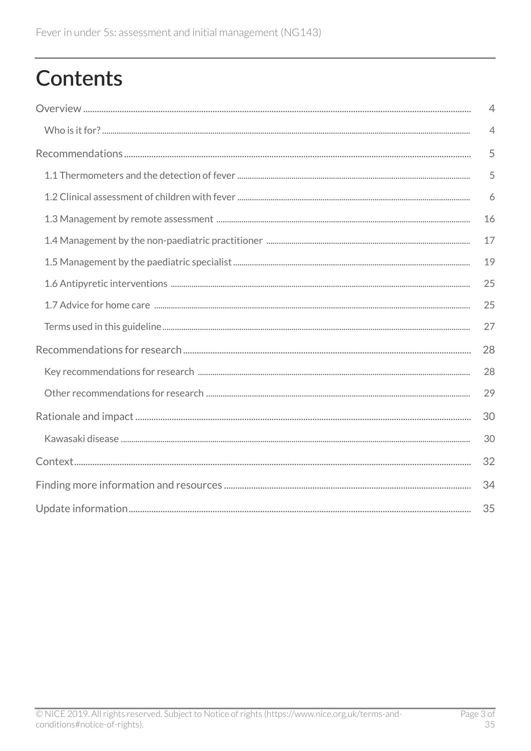# Contents

- Overview ... 4
  - Who is it for? ... 4
- Recommendations ... 5
  - 1.1 Thermometers and the detection of fever ... 5
  - 1.2 Clinical assessment of children with fever ... 6
  - 1.3 Management by remote assessment ... 16
  - 1.4 Management by the non-paediatric practitioner ... 17
  - 1.5 Management by the paediatric specialist ... 19
  - 1.6 Antipyretic interventions ... 25
  - 1.7 Advice for home care ... 25
  - Terms used in this guideline ... 27
- Recommendations for research ... 28
  - Key recommendations for research ... 28
  - Other recommendations for research ... 29
- Rationale and impact ... 30
  - Kawasaki disease ... 30
- Context ... 32
- Finding more information and resources ... 34
- Update information ... 35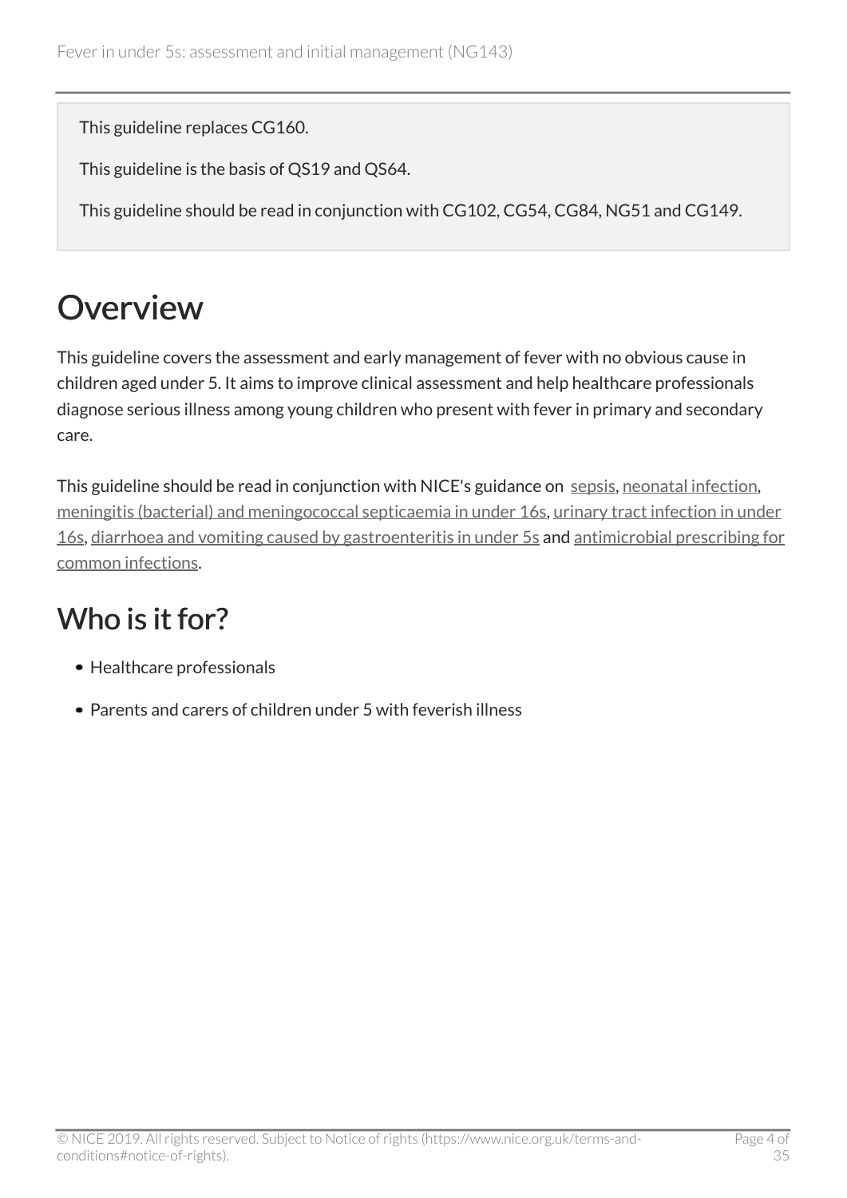This guideline replaces CG160.

This guideline is the basis of QS19 and QS64.

This guideline should be read in conjunction with CG102, CG54, CG84, NG51 and CG149.

# Overview

This guideline covers the assessment and early management of fever with no obvious cause in children aged under 5. It aims to improve clinical assessment and help healthcare professionals diagnose serious illness among young children who present with fever in primary and secondary care.

This guideline should be read in conjunction with NICE's guidance on sepsis, neonatal infection, meningitis (bacterial) and meningococcal septicaemia in under 16s, urinary tract infection in under 16s, diarrhoea and vomiting caused by gastroenteritis in under 5s and antimicrobial prescribing for common infections.

## Who is it for?

- Healthcare professionals
- Parents and carers of children under 5 with feverish illness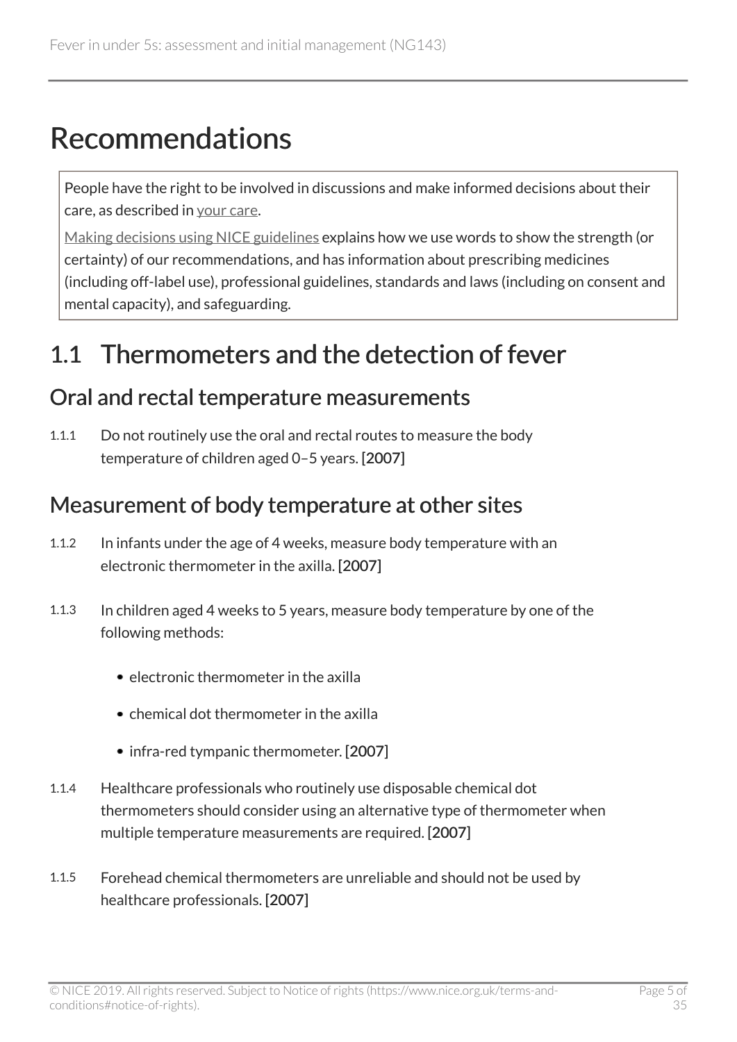# Recommendations

People have the right to be involved in discussions and make informed decisions about their care, as described in your care.

Making decisions using NICE guidelines explains how we use words to show the strength (or certainty) of our recommendations, and has information about prescribing medicines (including off-label use), professional guidelines, standards and laws (including on consent and mental capacity), and safeguarding.

## 1.1 Thermometers and the detection of fever

### Oral and rectal temperature measurements

1.1.1 Do not routinely use the oral and rectal routes to measure the body temperature of children aged 0–5 years. [2007]

### Measurement of body temperature at other sites

1.1.2 In infants under the age of 4 weeks, measure body temperature with an electronic thermometer in the axilla. [2007]

1.1.3 In children aged 4 weeks to 5 years, measure body temperature by one of the following methods:

- electronic thermometer in the axilla
- chemical dot thermometer in the axilla
- infra-red tympanic thermometer. [2007]

1.1.4 Healthcare professionals who routinely use disposable chemical dot thermometers should consider using an alternative type of thermometer when multiple temperature measurements are required. [2007]

1.1.5 Forehead chemical thermometers are unreliable and should not be used by healthcare professionals. [2007]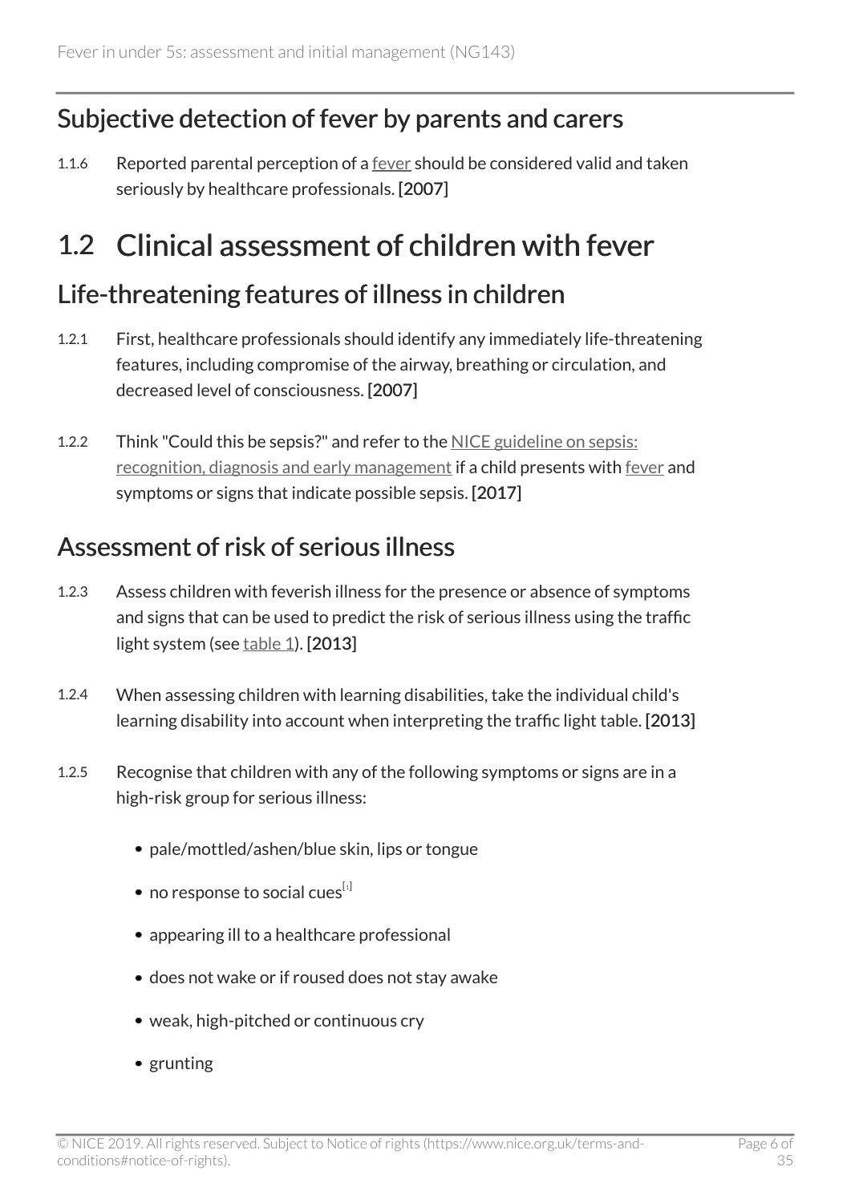## Subjective detection of fever by parents and carers

1.1.6 Reported parental perception of a fever should be considered valid and taken seriously by healthcare professionals. [2007]

# 1.2 Clinical assessment of children with fever

## Life-threatening features of illness in children

1.2.1 First, healthcare professionals should identify any immediately life-threatening features, including compromise of the airway, breathing or circulation, and decreased level of consciousness. [2007]

1.2.2 Think "Could this be sepsis?" and refer to the NICE guideline on sepsis: recognition, diagnosis and early management if a child presents with fever and symptoms or signs that indicate possible sepsis. [2017]

## Assessment of risk of serious illness

1.2.3 Assess children with feverish illness for the presence or absence of symptoms and signs that can be used to predict the risk of serious illness using the traffic light system (see table 1). [2013]

1.2.4 When assessing children with learning disabilities, take the individual child's learning disability into account when interpreting the traffic light table. [2013]

1.2.5 Recognise that children with any of the following symptoms or signs are in a high-risk group for serious illness:

- pale/mottled/ashen/blue skin, lips or tongue
- no response to social cues[1]
- appearing ill to a healthcare professional
- does not wake or if roused does not stay awake
- weak, high-pitched or continuous cry
- grunting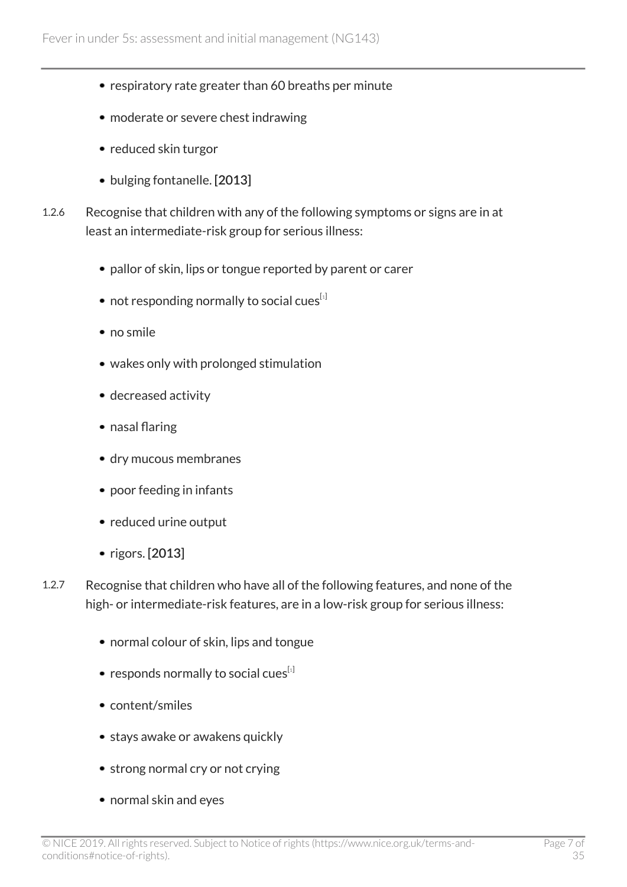- respiratory rate greater than 60 breaths per minute
- moderate or severe chest indrawing
- reduced skin turgor
- bulging fontanelle. [2013]

1.2.6 Recognise that children with any of the following symptoms or signs are in at least an intermediate-risk group for serious illness:

- pallor of skin, lips or tongue reported by parent or carer
- not responding normally to social cues[1]
- no smile
- wakes only with prolonged stimulation
- decreased activity
- nasal flaring
- dry mucous membranes
- poor feeding in infants
- reduced urine output
- rigors. [2013]

1.2.7 Recognise that children who have all of the following features, and none of the high- or intermediate-risk features, are in a low-risk group for serious illness:

- normal colour of skin, lips and tongue
- responds normally to social cues[1]
- content/smiles
- stays awake or awakens quickly
- strong normal cry or not crying
- normal skin and eyes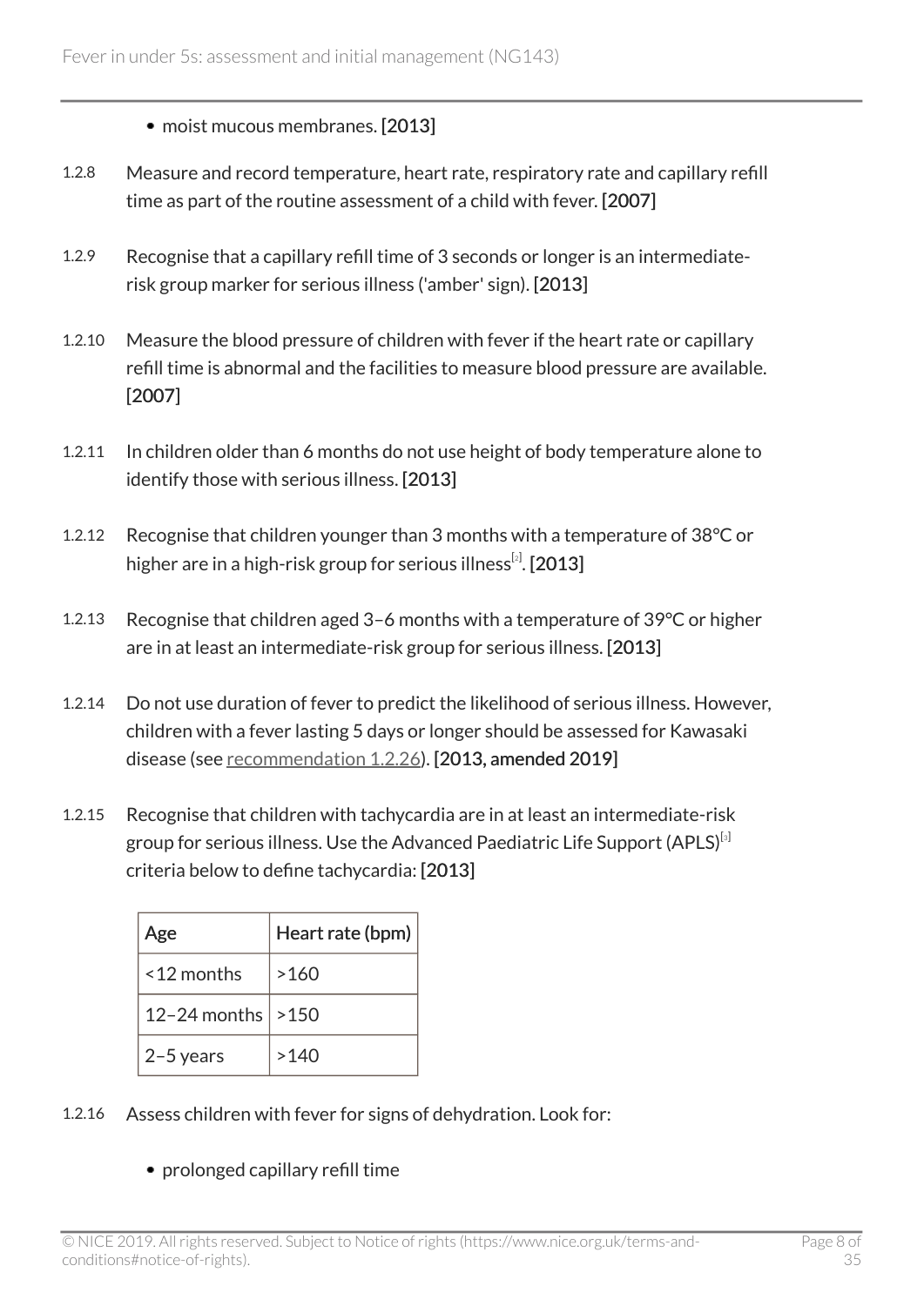- moist mucous membranes. **[2013]**

1.2.8 Measure and record temperature, heart rate, respiratory rate and capillary refill time as part of the routine assessment of a child with fever. **[2007]**

1.2.9 Recognise that a capillary refill time of 3 seconds or longer is an intermediate-risk group marker for serious illness ('amber' sign). **[2013]**

1.2.10 Measure the blood pressure of children with fever if the heart rate or capillary refill time is abnormal and the facilities to measure blood pressure are available. **[2007]**

1.2.11 In children older than 6 months do not use height of body temperature alone to identify those with serious illness. **[2013]**

1.2.12 Recognise that children younger than 3 months with a temperature of 38°C or higher are in a high-risk group for serious illness[2]. **[2013]**

1.2.13 Recognise that children aged 3–6 months with a temperature of 39°C or higher are in at least an intermediate-risk group for serious illness. **[2013]**

1.2.14 Do not use duration of fever to predict the likelihood of serious illness. However, children with a fever lasting 5 days or longer should be assessed for Kawasaki disease (see recommendation 1.2.26). **[2013, amended 2019]**

1.2.15 Recognise that children with tachycardia are in at least an intermediate-risk group for serious illness. Use the Advanced Paediatric Life Support (APLS)[3] criteria below to define tachycardia: **[2013]**

| Age | Heart rate (bpm) |
|---|---|
| <12 months | >160 |
| 12–24 months | >150 |
| 2–5 years | >140 |

1.2.16 Assess children with fever for signs of dehydration. Look for:

- prolonged capillary refill time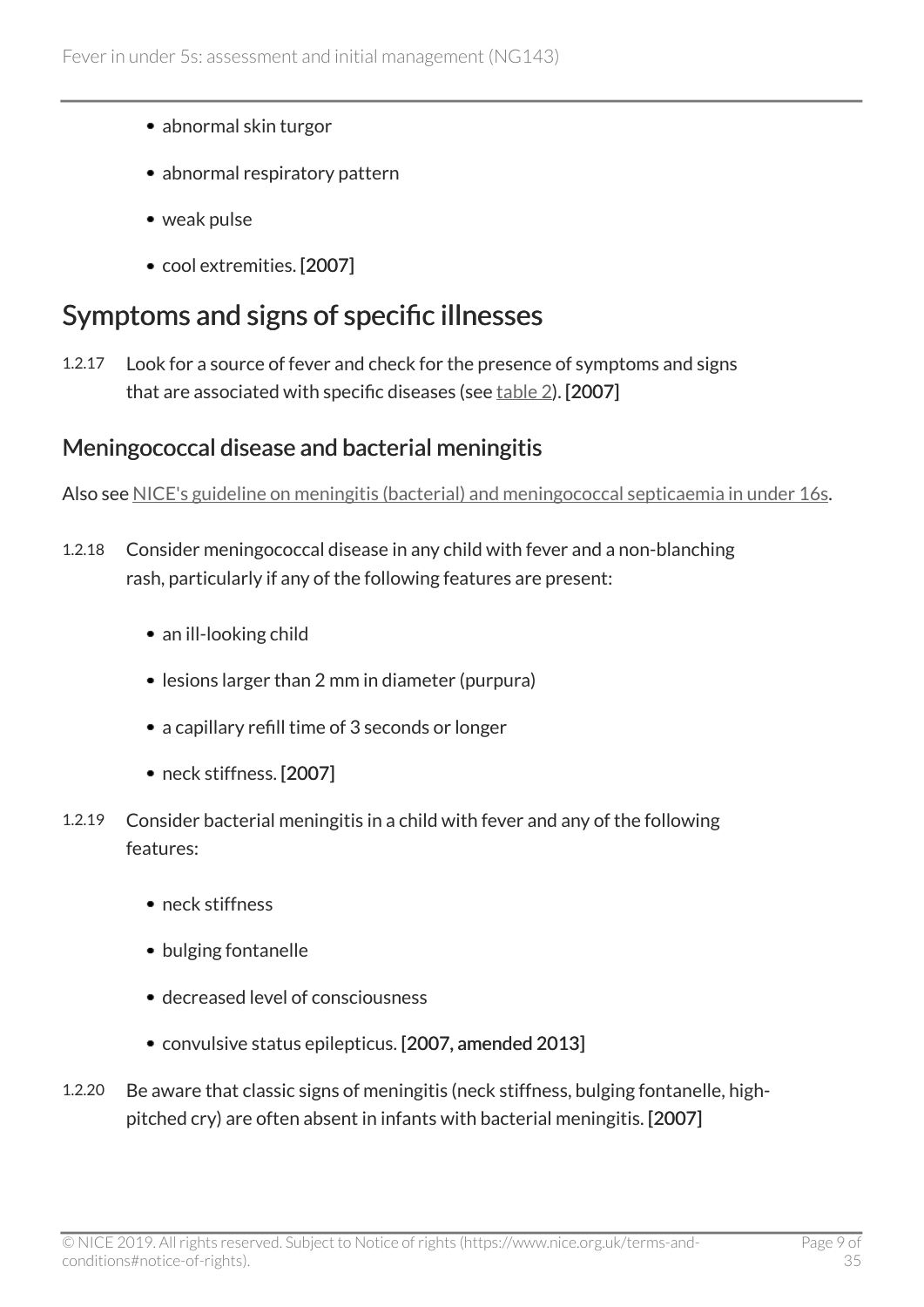- abnormal skin turgor
- abnormal respiratory pattern
- weak pulse
- cool extremities. **[2007]**

## Symptoms and signs of specific illnesses

1.2.17 Look for a source of fever and check for the presence of symptoms and signs that are associated with specific diseases (see table 2). **[2007]**

### Meningococcal disease and bacterial meningitis

Also see NICE's guideline on meningitis (bacterial) and meningococcal septicaemia in under 16s.

1.2.18 Consider meningococcal disease in any child with fever and a non-blanching rash, particularly if any of the following features are present:

- an ill-looking child
- lesions larger than 2 mm in diameter (purpura)
- a capillary refill time of 3 seconds or longer
- neck stiffness. **[2007]**

1.2.19 Consider bacterial meningitis in a child with fever and any of the following features:

- neck stiffness
- bulging fontanelle
- decreased level of consciousness
- convulsive status epilepticus. **[2007, amended 2013]**

1.2.20 Be aware that classic signs of meningitis (neck stiffness, bulging fontanelle, high-pitched cry) are often absent in infants with bacterial meningitis. **[2007]**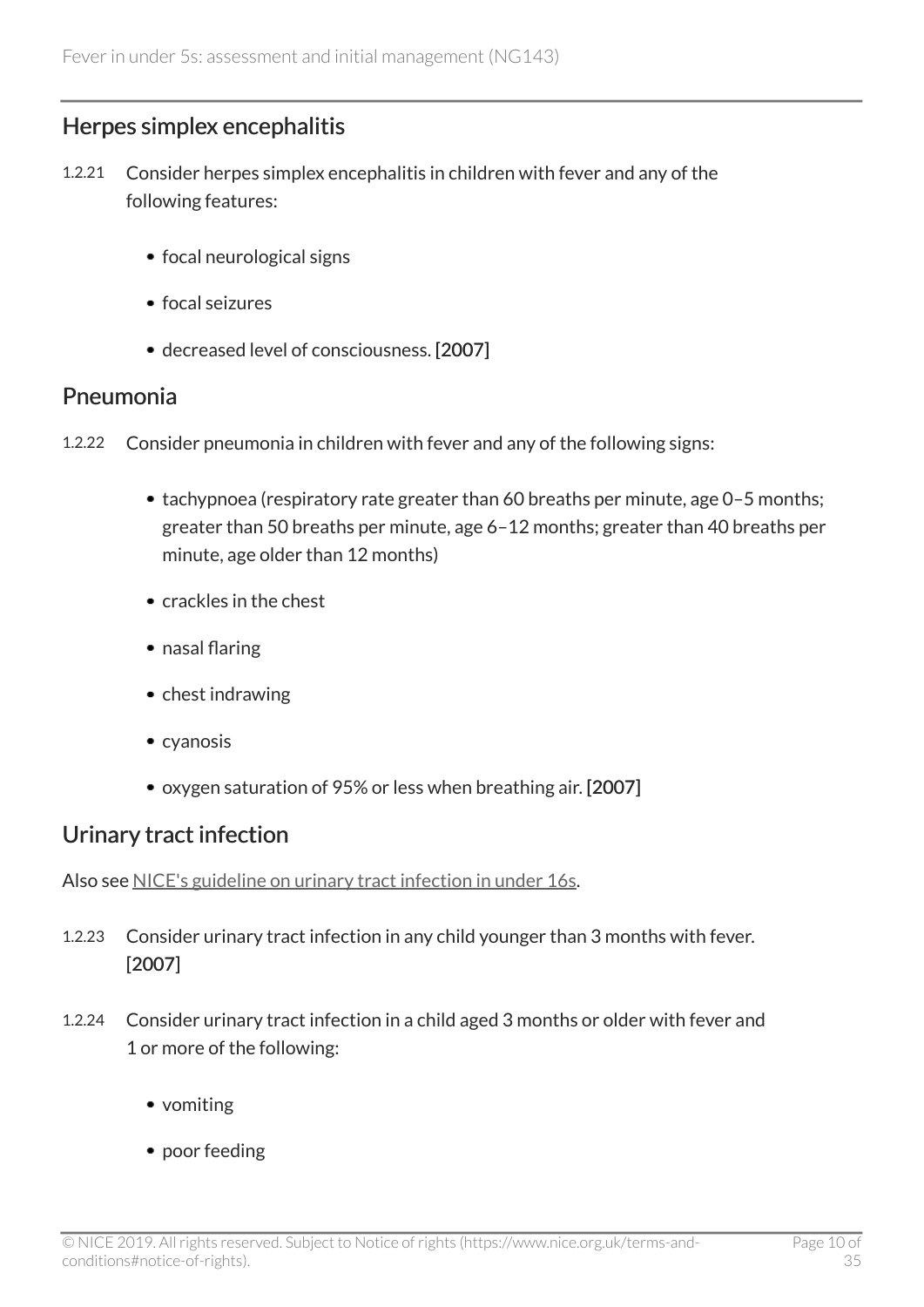## Herpes simplex encephalitis

1.2.21 Consider herpes simplex encephalitis in children with fever and any of the following features:

- focal neurological signs
- focal seizures
- decreased level of consciousness. [2007]

## Pneumonia

1.2.22 Consider pneumonia in children with fever and any of the following signs:

- tachypnoea (respiratory rate greater than 60 breaths per minute, age 0–5 months; greater than 50 breaths per minute, age 6–12 months; greater than 40 breaths per minute, age older than 12 months)
- crackles in the chest
- nasal flaring
- chest indrawing
- cyanosis
- oxygen saturation of 95% or less when breathing air. [2007]

## Urinary tract infection

Also see NICE's guideline on urinary tract infection in under 16s.

1.2.23 Consider urinary tract infection in any child younger than 3 months with fever. [2007]

1.2.24 Consider urinary tract infection in a child aged 3 months or older with fever and 1 or more of the following:

- vomiting
- poor feeding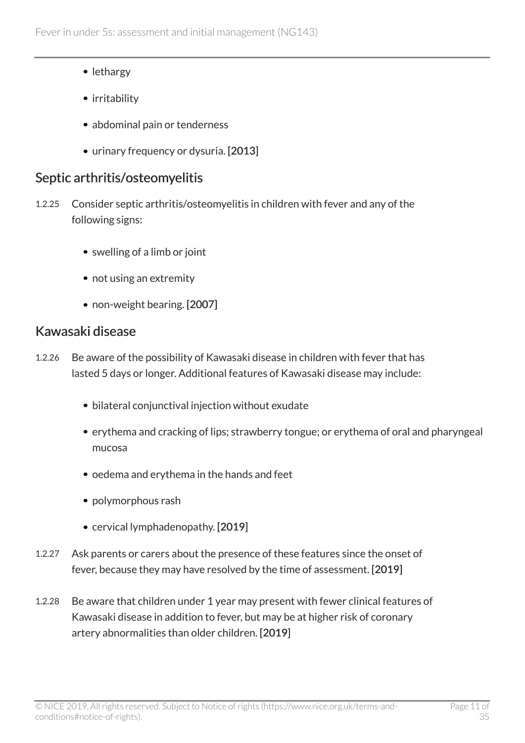- lethargy
- irritability
- abdominal pain or tenderness
- urinary frequency or dysuria. [2013]

## Septic arthritis/osteomyelitis

1.2.25 Consider septic arthritis/osteomyelitis in children with fever and any of the following signs:

- swelling of a limb or joint
- not using an extremity
- non-weight bearing. [2007]

## Kawasaki disease

1.2.26 Be aware of the possibility of Kawasaki disease in children with fever that has lasted 5 days or longer. Additional features of Kawasaki disease may include:

- bilateral conjunctival injection without exudate
- erythema and cracking of lips; strawberry tongue; or erythema of oral and pharyngeal mucosa
- oedema and erythema in the hands and feet
- polymorphous rash
- cervical lymphadenopathy. [2019]

1.2.27 Ask parents or carers about the presence of these features since the onset of fever, because they may have resolved by the time of assessment. [2019]

1.2.28 Be aware that children under 1 year may present with fewer clinical features of Kawasaki disease in addition to fever, but may be at higher risk of coronary artery abnormalities than older children. [2019]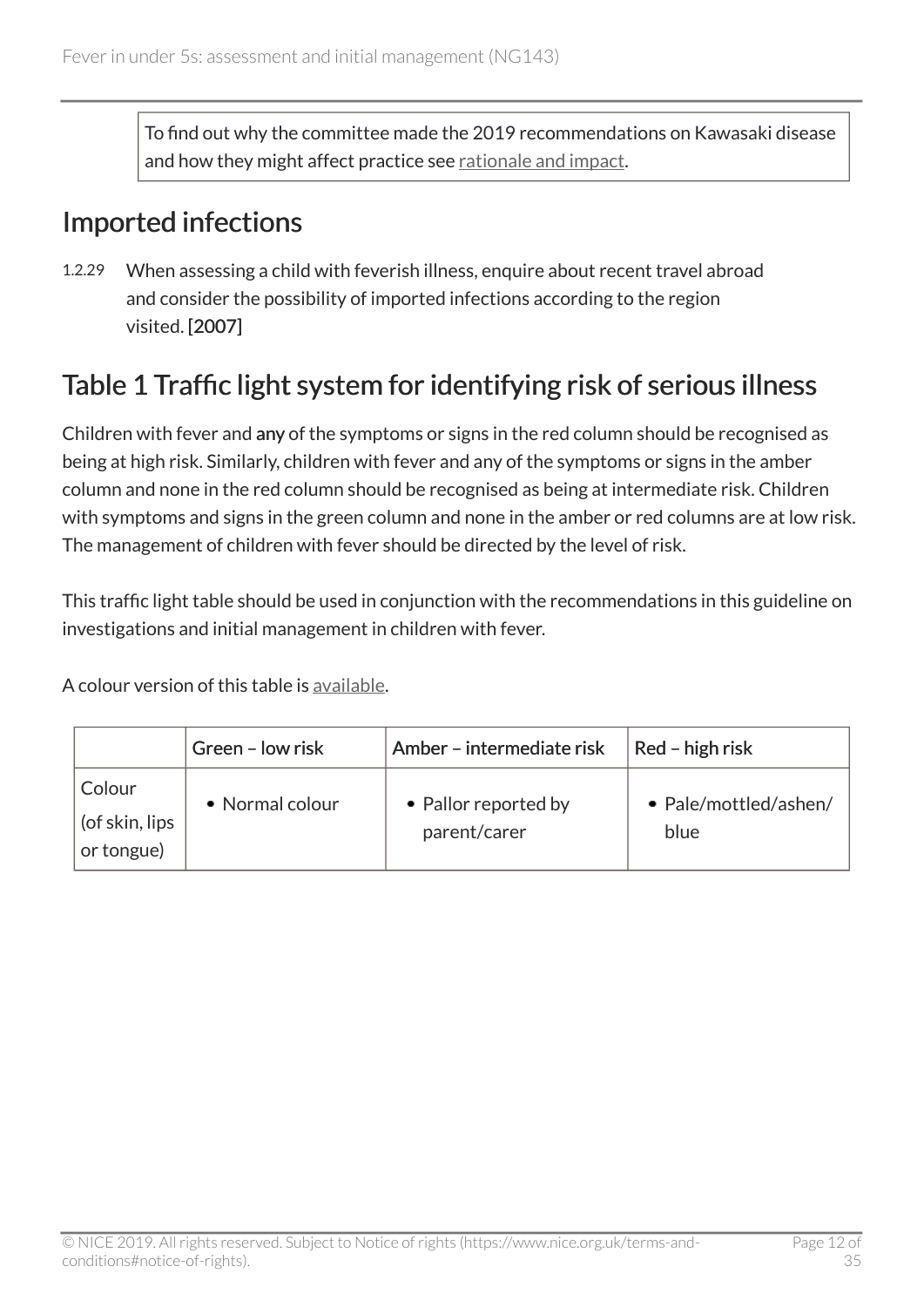To find out why the committee made the 2019 recommendations on Kawasaki disease and how they might affect practice see rationale and impact.

## Imported infections

1.2.29 When assessing a child with feverish illness, enquire about recent travel abroad and consider the possibility of imported infections according to the region visited. [2007]

## Table 1 Traffic light system for identifying risk of serious illness

Children with fever and **any** of the symptoms or signs in the red column should be recognised as being at high risk. Similarly, children with fever and any of the symptoms or signs in the amber column and none in the red column should be recognised as being at intermediate risk. Children with symptoms and signs in the green column and none in the amber or red columns are at low risk. The management of children with fever should be directed by the level of risk.

This traffic light table should be used in conjunction with the recommendations in this guideline on investigations and initial management in children with fever.

A colour version of this table is available.

| | Green – low risk | Amber – intermediate risk | Red – high risk |
|---|---|---|---|
| Colour (of skin, lips or tongue) | • Normal colour | • Pallor reported by parent/carer | • Pale/mottled/ashen/blue |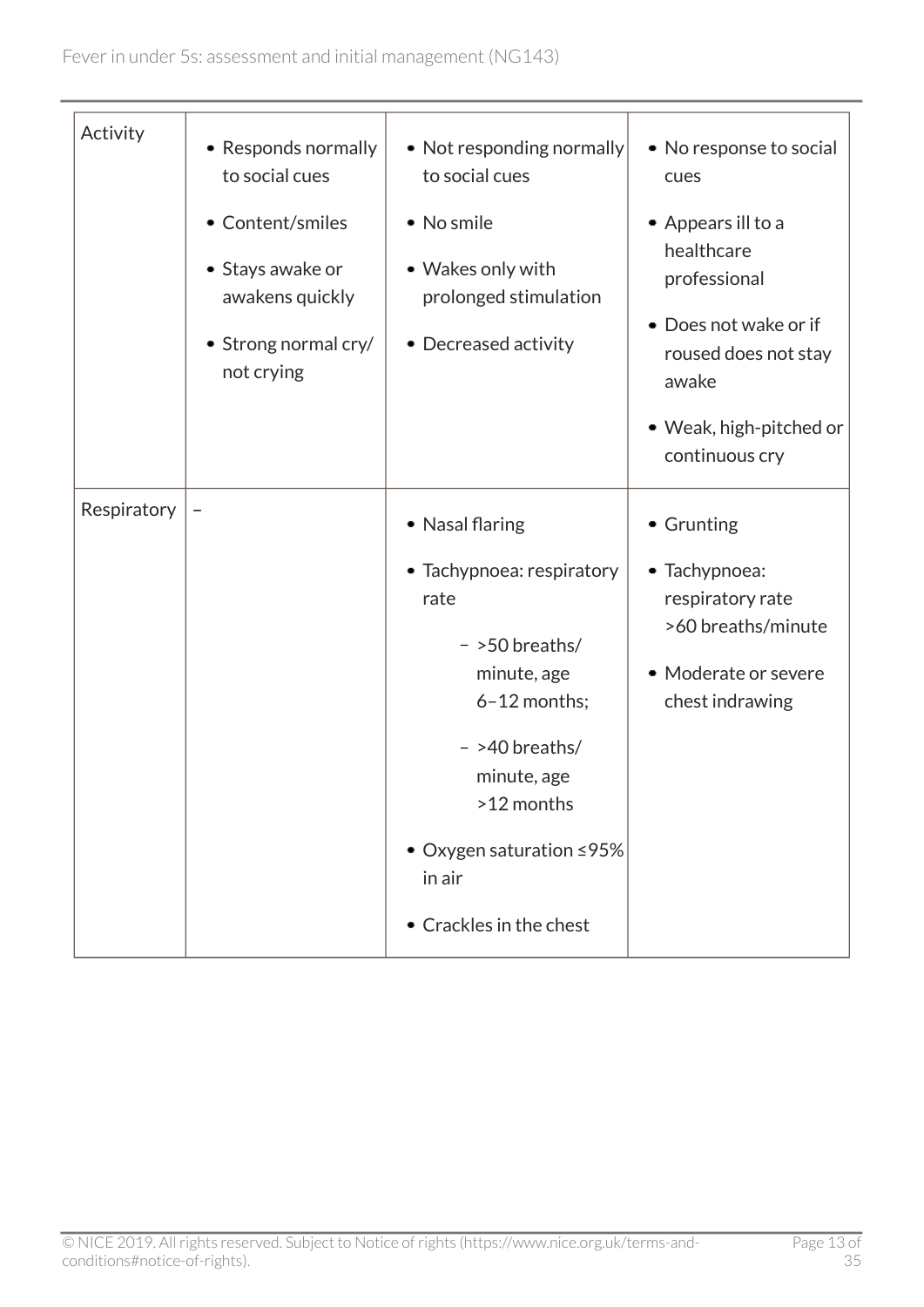| | | | |
|---|---|---|---|
| Activity | • Responds normally to social cues<br>• Content/smiles<br>• Stays awake or awakens quickly<br>• Strong normal cry/ not crying | • Not responding normally to social cues<br>• No smile<br>• Wakes only with prolonged stimulation<br>• Decreased activity | • No response to social cues<br>• Appears ill to a healthcare professional<br>• Does not wake or if roused does not stay awake<br>• Weak, high-pitched or continuous cry |
| Respiratory | – | • Nasal flaring<br>• Tachypnoea: respiratory rate<br>– >50 breaths/ minute, age 6–12 months;<br>– >40 breaths/ minute, age >12 months<br>• Oxygen saturation ≤95% in air<br>• Crackles in the chest | • Grunting<br>• Tachypnoea: respiratory rate >60 breaths/minute<br>• Moderate or severe chest indrawing |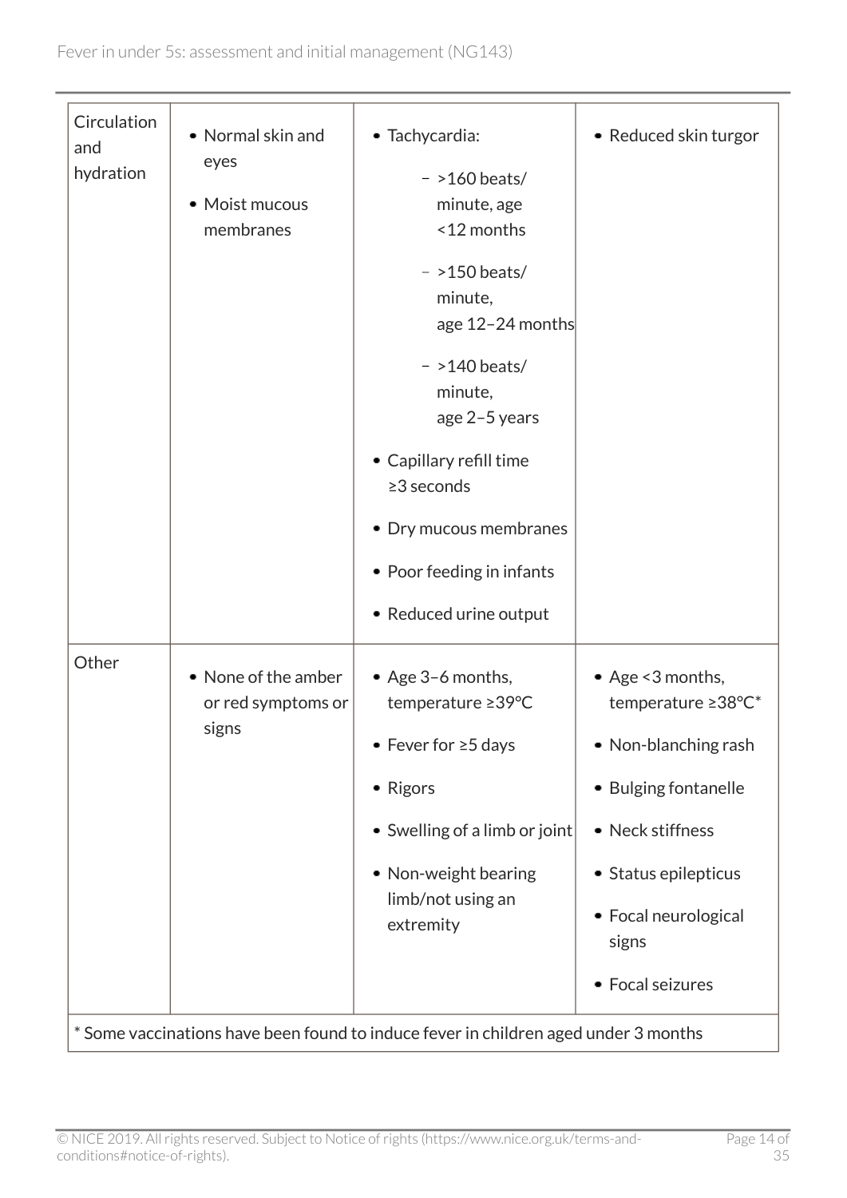| | | | |
|---|---|---|---|
| Circulation and hydration | • Normal skin and eyes<br>• Moist mucous membranes | • Tachycardia:<br>– >160 beats/minute, age <12 months<br>– >150 beats/minute, age 12–24 months<br>– >140 beats/minute, age 2–5 years<br>• Capillary refill time ≥3 seconds<br>• Dry mucous membranes<br>• Poor feeding in infants<br>• Reduced urine output | • Reduced skin turgor |
| Other | • None of the amber or red symptoms or signs | • Age 3–6 months, temperature ≥39°C<br>• Fever for ≥5 days<br>• Rigors<br>• Swelling of a limb or joint<br>• Non-weight bearing limb/not using an extremity | • Age <3 months, temperature ≥38°C*<br>• Non-blanching rash<br>• Bulging fontanelle<br>• Neck stiffness<br>• Status epilepticus<br>• Focal neurological signs<br>• Focal seizures |

* Some vaccinations have been found to induce fever in children aged under 3 months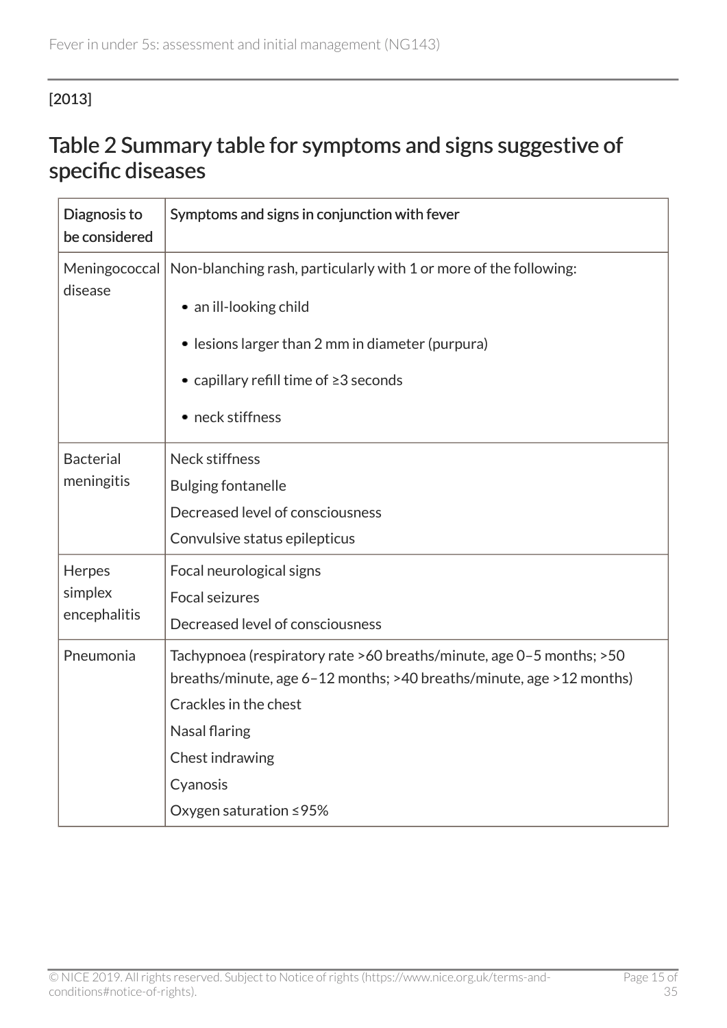[2013]

## Table 2 Summary table for symptoms and signs suggestive of specific diseases

| Diagnosis to be considered | Symptoms and signs in conjunction with fever |
|---|---|
| Meningococcal disease | Non-blanching rash, particularly with 1 or more of the following:<br>• an ill-looking child<br>• lesions larger than 2 mm in diameter (purpura)<br>• capillary refill time of ≥3 seconds<br>• neck stiffness |
| Bacterial meningitis | Neck stiffness<br>Bulging fontanelle<br>Decreased level of consciousness<br>Convulsive status epilepticus |
| Herpes simplex encephalitis | Focal neurological signs<br>Focal seizures<br>Decreased level of consciousness |
| Pneumonia | Tachypnoea (respiratory rate >60 breaths/minute, age 0–5 months; >50 breaths/minute, age 6–12 months; >40 breaths/minute, age >12 months)<br>Crackles in the chest<br>Nasal flaring<br>Chest indrawing<br>Cyanosis<br>Oxygen saturation ≤95% |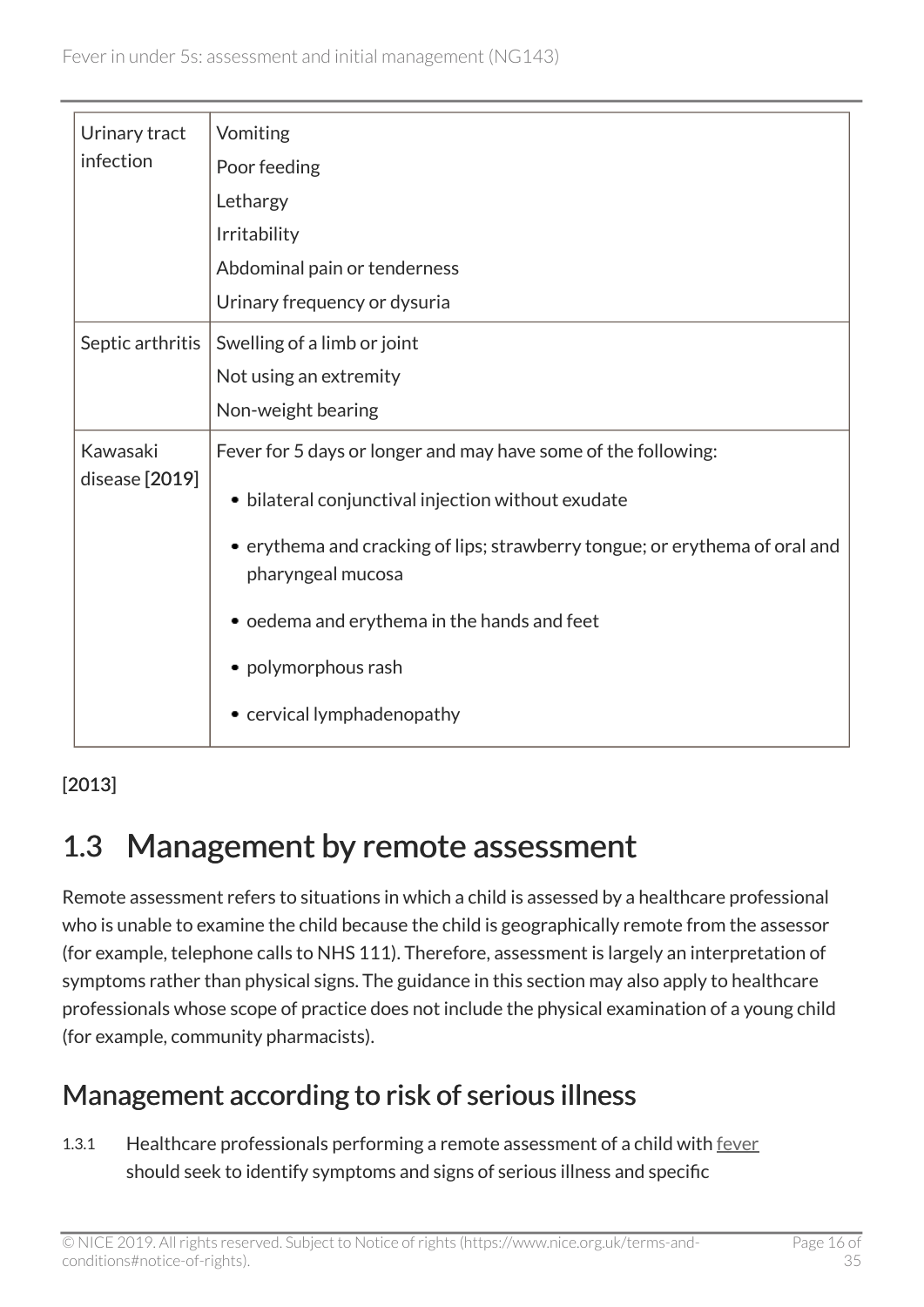| | |
|---|---|
| Urinary tract infection | Vomiting<br>Poor feeding<br>Lethargy<br>Irritability<br>Abdominal pain or tenderness<br>Urinary frequency or dysuria |
| Septic arthritis | Swelling of a limb or joint<br>Not using an extremity<br>Non-weight bearing |
| Kawasaki disease [2019] | Fever for 5 days or longer and may have some of the following:<br>• bilateral conjunctival injection without exudate<br>• erythema and cracking of lips; strawberry tongue; or erythema of oral and pharyngeal mucosa<br>• oedema and erythema in the hands and feet<br>• polymorphous rash<br>• cervical lymphadenopathy |

[2013]

# 1.3 Management by remote assessment

Remote assessment refers to situations in which a child is assessed by a healthcare professional who is unable to examine the child because the child is geographically remote from the assessor (for example, telephone calls to NHS 111). Therefore, assessment is largely an interpretation of symptoms rather than physical signs. The guidance in this section may also apply to healthcare professionals whose scope of practice does not include the physical examination of a young child (for example, community pharmacists).

## Management according to risk of serious illness

1.3.1 Healthcare professionals performing a remote assessment of a child with fever should seek to identify symptoms and signs of serious illness and specific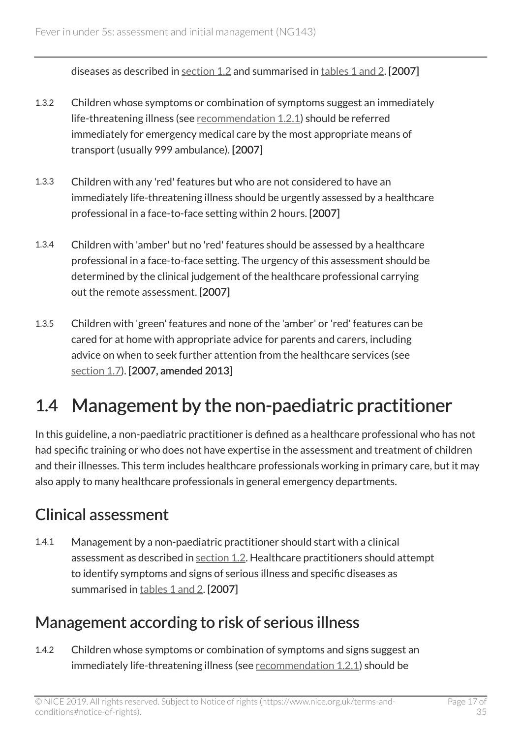diseases as described in section 1.2 and summarised in tables 1 and 2. **[2007]**

1.3.2 Children whose symptoms or combination of symptoms suggest an immediately life-threatening illness (see recommendation 1.2.1) should be referred immediately for emergency medical care by the most appropriate means of transport (usually 999 ambulance). **[2007]**

1.3.3 Children with any 'red' features but who are not considered to have an immediately life-threatening illness should be urgently assessed by a healthcare professional in a face-to-face setting within 2 hours. **[2007]**

1.3.4 Children with 'amber' but no 'red' features should be assessed by a healthcare professional in a face-to-face setting. The urgency of this assessment should be determined by the clinical judgement of the healthcare professional carrying out the remote assessment. **[2007]**

1.3.5 Children with 'green' features and none of the 'amber' or 'red' features can be cared for at home with appropriate advice for parents and carers, including advice on when to seek further attention from the healthcare services (see section 1.7). **[2007, amended 2013]**

## 1.4 Management by the non-paediatric practitioner

In this guideline, a non-paediatric practitioner is defined as a healthcare professional who has not had specific training or who does not have expertise in the assessment and treatment of children and their illnesses. This term includes healthcare professionals working in primary care, but it may also apply to many healthcare professionals in general emergency departments.

### Clinical assessment

1.4.1 Management by a non-paediatric practitioner should start with a clinical assessment as described in section 1.2. Healthcare practitioners should attempt to identify symptoms and signs of serious illness and specific diseases as summarised in tables 1 and 2. **[2007]**

### Management according to risk of serious illness

1.4.2 Children whose symptoms or combination of symptoms and signs suggest an immediately life-threatening illness (see recommendation 1.2.1) should be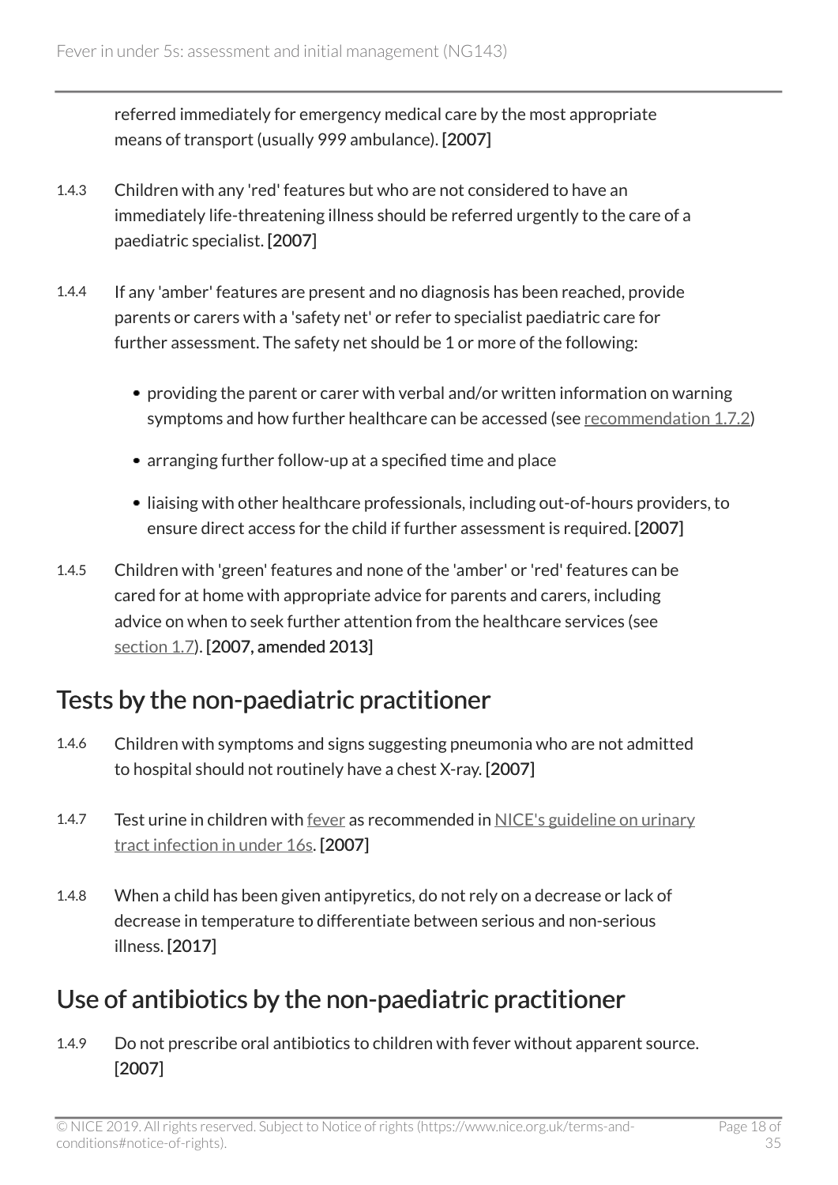referred immediately for emergency medical care by the most appropriate means of transport (usually 999 ambulance). **[2007]**

1.4.3 Children with any 'red' features but who are not considered to have an immediately life-threatening illness should be referred urgently to the care of a paediatric specialist. **[2007]**

1.4.4 If any 'amber' features are present and no diagnosis has been reached, provide parents or carers with a 'safety net' or refer to specialist paediatric care for further assessment. The safety net should be 1 or more of the following:

- providing the parent or carer with verbal and/or written information on warning symptoms and how further healthcare can be accessed (see recommendation 1.7.2)
- arranging further follow-up at a specified time and place
- liaising with other healthcare professionals, including out-of-hours providers, to ensure direct access for the child if further assessment is required. **[2007]**

1.4.5 Children with 'green' features and none of the 'amber' or 'red' features can be cared for at home with appropriate advice for parents and carers, including advice on when to seek further attention from the healthcare services (see section 1.7). **[2007, amended 2013]**

## Tests by the non-paediatric practitioner

1.4.6 Children with symptoms and signs suggesting pneumonia who are not admitted to hospital should not routinely have a chest X-ray. **[2007]**

1.4.7 Test urine in children with fever as recommended in NICE's guideline on urinary tract infection in under 16s. **[2007]**

1.4.8 When a child has been given antipyretics, do not rely on a decrease or lack of decrease in temperature to differentiate between serious and non-serious illness. [2017]

## Use of antibiotics by the non-paediatric practitioner

1.4.9 Do not prescribe oral antibiotics to children with fever without apparent source. [2007]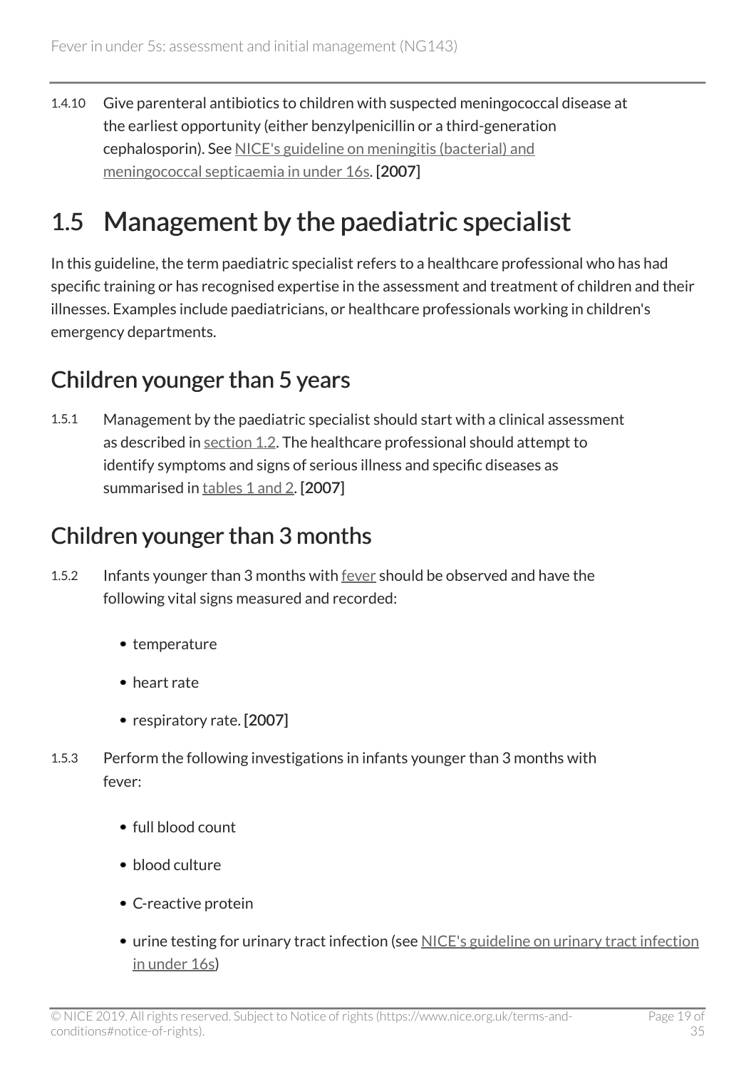1.4.10 Give parenteral antibiotics to children with suspected meningococcal disease at the earliest opportunity (either benzylpenicillin or a third-generation cephalosporin). See NICE's guideline on meningitis (bacterial) and meningococcal septicaemia in under 16s. [2007]

## 1.5 Management by the paediatric specialist

In this guideline, the term paediatric specialist refers to a healthcare professional who has had specific training or has recognised expertise in the assessment and treatment of children and their illnesses. Examples include paediatricians, or healthcare professionals working in children's emergency departments.

### Children younger than 5 years

1.5.1 Management by the paediatric specialist should start with a clinical assessment as described in section 1.2. The healthcare professional should attempt to identify symptoms and signs of serious illness and specific diseases as summarised in tables 1 and 2. [2007]

### Children younger than 3 months

1.5.2 Infants younger than 3 months with fever should be observed and have the following vital signs measured and recorded:

- temperature
- heart rate
- respiratory rate. [2007]

1.5.3 Perform the following investigations in infants younger than 3 months with fever:

- full blood count
- blood culture
- C-reactive protein
- urine testing for urinary tract infection (see NICE's guideline on urinary tract infection in under 16s)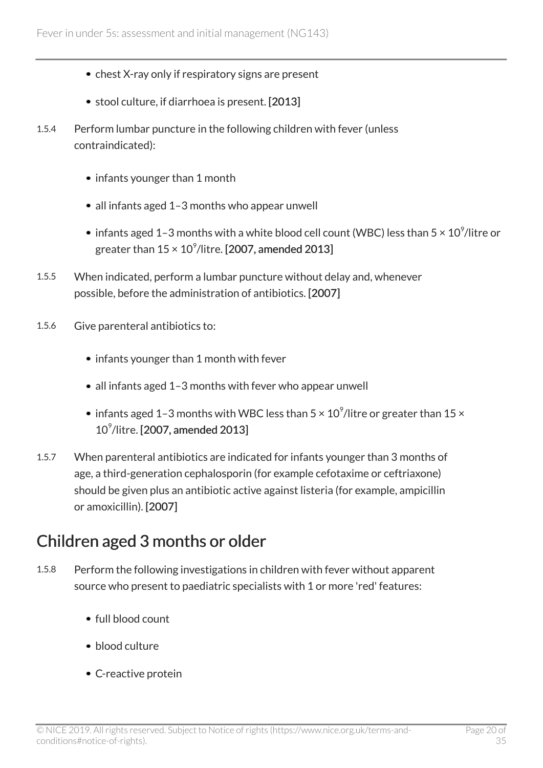- chest X-ray only if respiratory signs are present
- stool culture, if diarrhoea is present. [2013]

1.5.4 Perform lumbar puncture in the following children with fever (unless contraindicated):

- infants younger than 1 month
- all infants aged 1–3 months who appear unwell
- infants aged 1–3 months with a white blood cell count (WBC) less than $5 \times 10^9$/litre or greater than $15 \times 10^9$/litre. [2007, amended 2013]

1.5.5 When indicated, perform a lumbar puncture without delay and, whenever possible, before the administration of antibiotics. [2007]

1.5.6 Give parenteral antibiotics to:

- infants younger than 1 month with fever
- all infants aged 1–3 months with fever who appear unwell
- infants aged 1–3 months with WBC less than $5 \times 10^9$/litre or greater than $15 \times 10^9$/litre. [2007, amended 2013]

1.5.7 When parenteral antibiotics are indicated for infants younger than 3 months of age, a third-generation cephalosporin (for example cefotaxime or ceftriaxone) should be given plus an antibiotic active against listeria (for example, ampicillin or amoxicillin). [2007]

## Children aged 3 months or older

1.5.8 Perform the following investigations in children with fever without apparent source who present to paediatric specialists with 1 or more 'red' features:

- full blood count
- blood culture
- C-reactive protein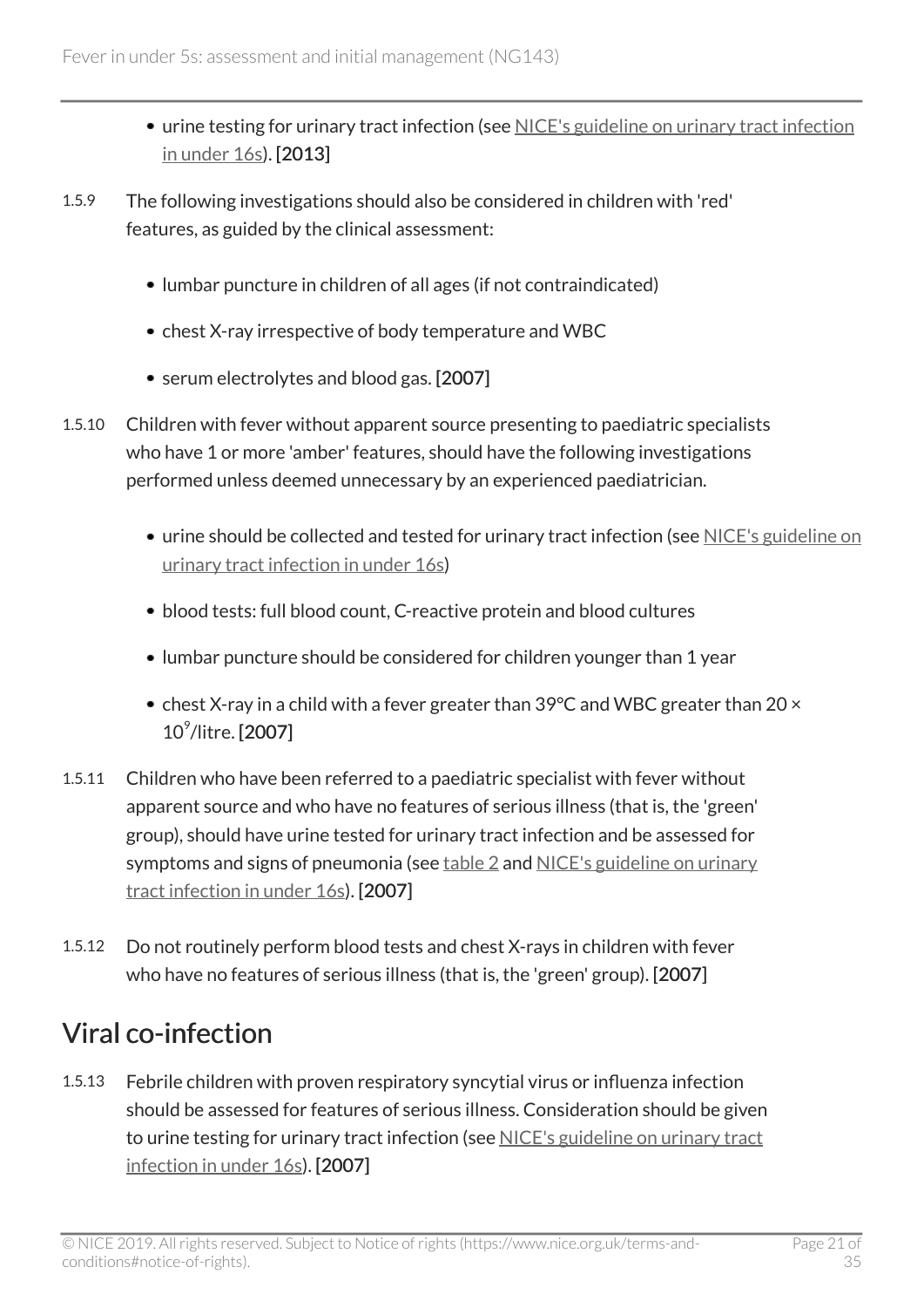- urine testing for urinary tract infection (see NICE's guideline on urinary tract infection in under 16s). **[2013]**

1.5.9 The following investigations should also be considered in children with 'red' features, as guided by the clinical assessment:

- lumbar puncture in children of all ages (if not contraindicated)
- chest X-ray irrespective of body temperature and WBC
- serum electrolytes and blood gas. **[2007]**

1.5.10 Children with fever without apparent source presenting to paediatric specialists who have 1 or more 'amber' features, should have the following investigations performed unless deemed unnecessary by an experienced paediatrician.

- urine should be collected and tested for urinary tract infection (see NICE's guideline on urinary tract infection in under 16s)
- blood tests: full blood count, C-reactive protein and blood cultures
- lumbar puncture should be considered for children younger than 1 year
- chest X-ray in a child with a fever greater than 39°C and WBC greater than $20 \times 10^9$/litre. **[2007]**

1.5.11 Children who have been referred to a paediatric specialist with fever without apparent source and who have no features of serious illness (that is, the 'green' group), should have urine tested for urinary tract infection and be assessed for symptoms and signs of pneumonia (see table 2 and NICE's guideline on urinary tract infection in under 16s). **[2007]**

1.5.12 Do not routinely perform blood tests and chest X-rays in children with fever who have no features of serious illness (that is, the 'green' group). **[2007]**

## Viral co-infection

1.5.13 Febrile children with proven respiratory syncytial virus or influenza infection should be assessed for features of serious illness. Consideration should be given to urine testing for urinary tract infection (see NICE's guideline on urinary tract infection in under 16s). **[2007]**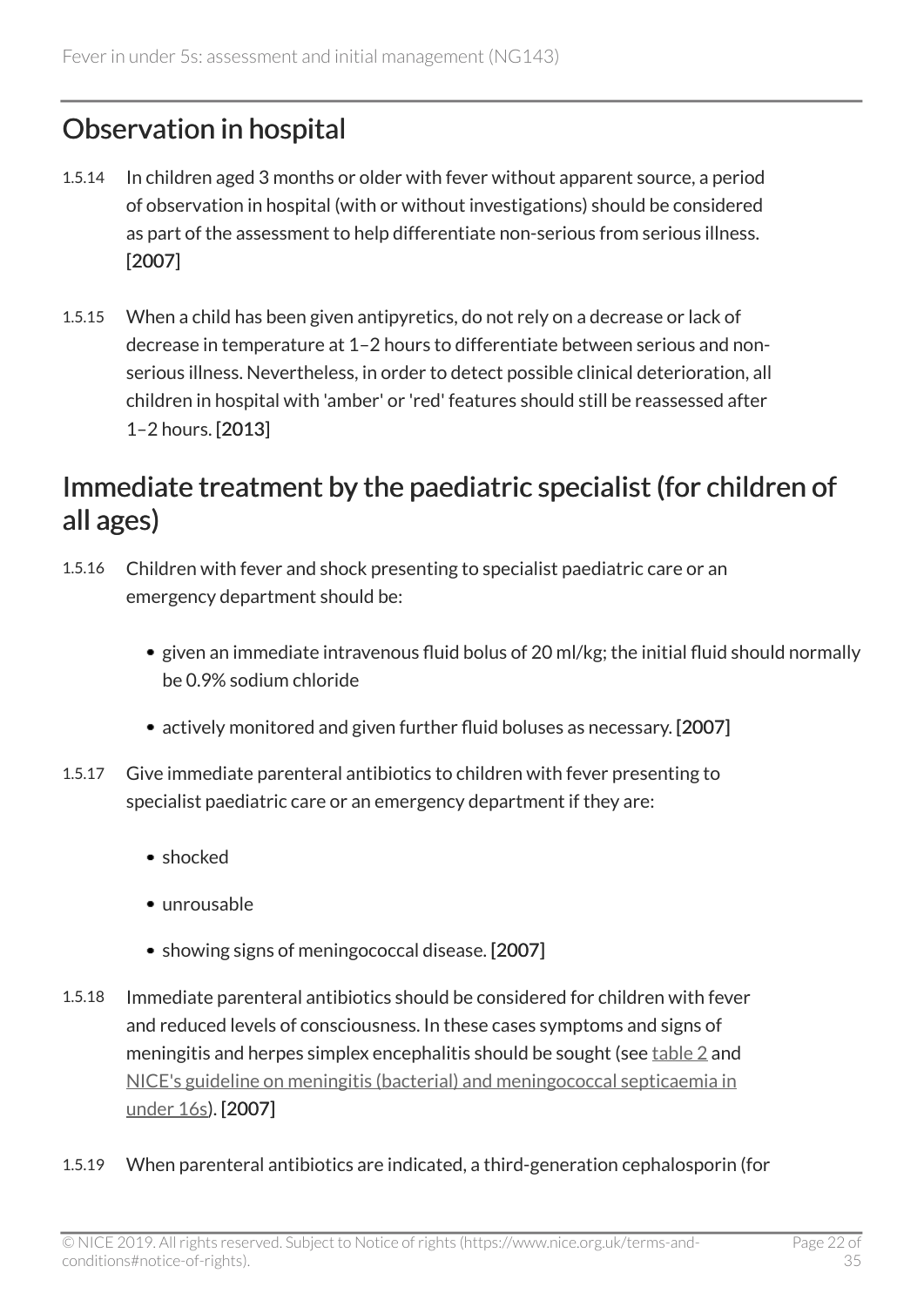## Observation in hospital

1.5.14 In children aged 3 months or older with fever without apparent source, a period of observation in hospital (with or without investigations) should be considered as part of the assessment to help differentiate non-serious from serious illness. **[2007]**

1.5.15 When a child has been given antipyretics, do not rely on a decrease or lack of decrease in temperature at 1–2 hours to differentiate between serious and non-serious illness. Nevertheless, in order to detect possible clinical deterioration, all children in hospital with 'amber' or 'red' features should still be reassessed after 1–2 hours. **[2013]**

## Immediate treatment by the paediatric specialist (for children of all ages)

1.5.16 Children with fever and shock presenting to specialist paediatric care or an emergency department should be:

- given an immediate intravenous fluid bolus of 20 ml/kg; the initial fluid should normally be 0.9% sodium chloride
- actively monitored and given further fluid boluses as necessary. **[2007]**

1.5.17 Give immediate parenteral antibiotics to children with fever presenting to specialist paediatric care or an emergency department if they are:

- shocked
- unrousable
- showing signs of meningococcal disease. **[2007]**

1.5.18 Immediate parenteral antibiotics should be considered for children with fever and reduced levels of consciousness. In these cases symptoms and signs of meningitis and herpes simplex encephalitis should be sought (see table 2 and NICE's guideline on meningitis (bacterial) and meningococcal septicaemia in under 16s). **[2007]**

1.5.19 When parenteral antibiotics are indicated, a third-generation cephalosporin (for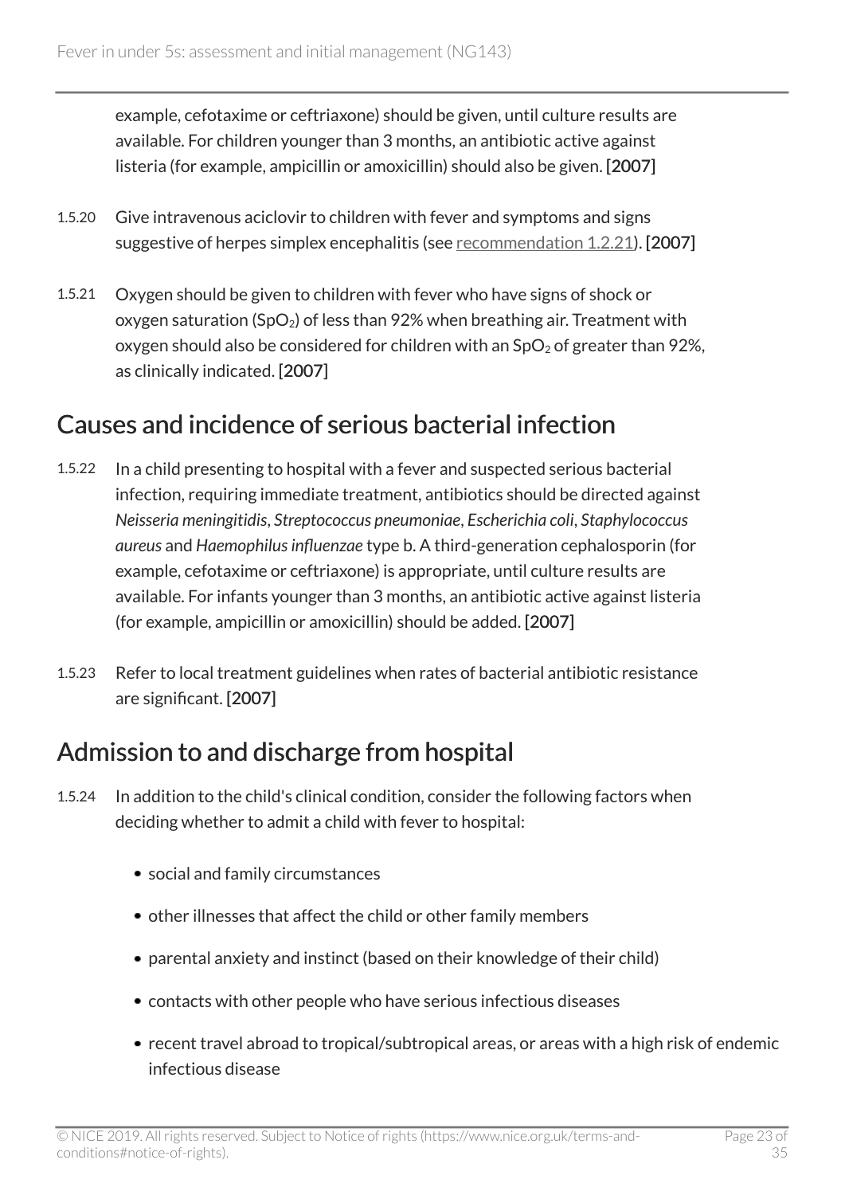example, cefotaxime or ceftriaxone) should be given, until culture results are available. For children younger than 3 months, an antibiotic active against listeria (for example, ampicillin or amoxicillin) should also be given. **[2007]**

1.5.20 Give intravenous aciclovir to children with fever and symptoms and signs suggestive of herpes simplex encephalitis (see recommendation 1.2.21). **[2007]**

1.5.21 Oxygen should be given to children with fever who have signs of shock or oxygen saturation ($SpO_2$) of less than 92% when breathing air. Treatment with oxygen should also be considered for children with an $SpO_2$ of greater than 92%, as clinically indicated. **[2007]**

## Causes and incidence of serious bacterial infection

1.5.22 In a child presenting to hospital with a fever and suspected serious bacterial infection, requiring immediate treatment, antibiotics should be directed against *Neisseria meningitidis*, *Streptococcus pneumoniae*, *Escherichia coli*, *Staphylococcus aureus* and *Haemophilus influenzae* type b. A third-generation cephalosporin (for example, cefotaxime or ceftriaxone) is appropriate, until culture results are available. For infants younger than 3 months, an antibiotic active against listeria (for example, ampicillin or amoxicillin) should be added. **[2007]**

1.5.23 Refer to local treatment guidelines when rates of bacterial antibiotic resistance are significant. **[2007]**

## Admission to and discharge from hospital

1.5.24 In addition to the child's clinical condition, consider the following factors when deciding whether to admit a child with fever to hospital:

- social and family circumstances
- other illnesses that affect the child or other family members
- parental anxiety and instinct (based on their knowledge of their child)
- contacts with other people who have serious infectious diseases
- recent travel abroad to tropical/subtropical areas, or areas with a high risk of endemic infectious disease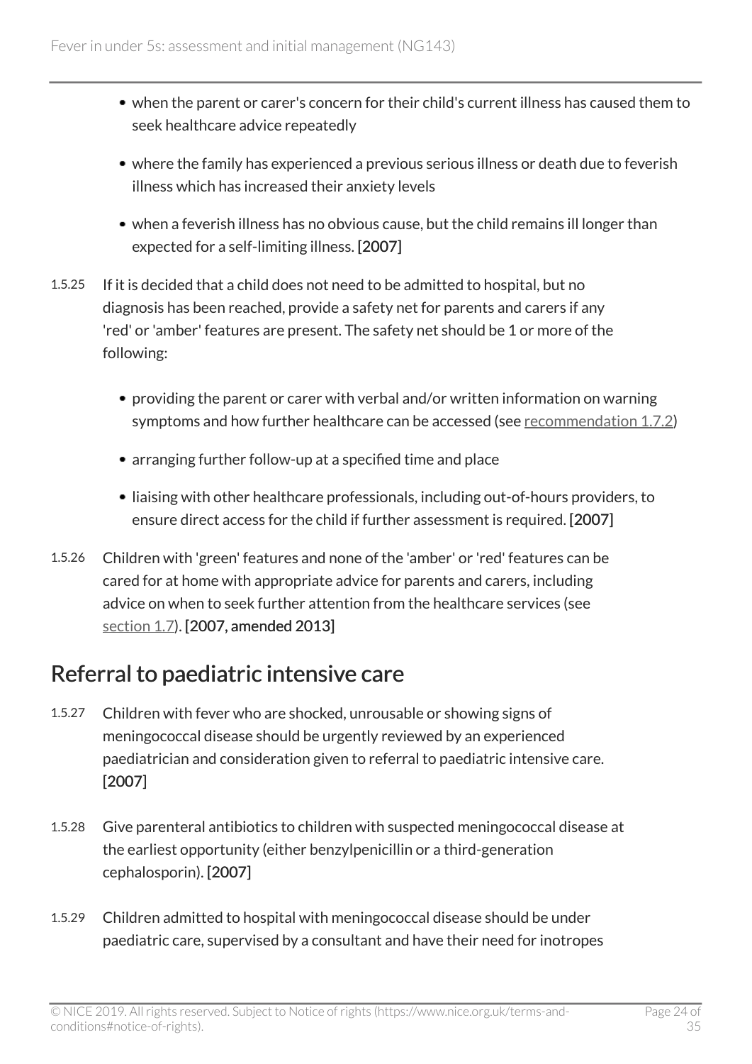- when the parent or carer's concern for their child's current illness has caused them to seek healthcare advice repeatedly
- where the family has experienced a previous serious illness or death due to feverish illness which has increased their anxiety levels
- when a feverish illness has no obvious cause, but the child remains ill longer than expected for a self-limiting illness. **[2007]**

1.5.25 If it is decided that a child does not need to be admitted to hospital, but no diagnosis has been reached, provide a safety net for parents and carers if any 'red' or 'amber' features are present. The safety net should be 1 or more of the following:

- providing the parent or carer with verbal and/or written information on warning symptoms and how further healthcare can be accessed (see recommendation 1.7.2)
- arranging further follow-up at a specified time and place
- liaising with other healthcare professionals, including out-of-hours providers, to ensure direct access for the child if further assessment is required. **[2007]**

1.5.26 Children with 'green' features and none of the 'amber' or 'red' features can be cared for at home with appropriate advice for parents and carers, including advice on when to seek further attention from the healthcare services (see section 1.7). **[2007, amended 2013]**

## Referral to paediatric intensive care

1.5.27 Children with fever who are shocked, unrousable or showing signs of meningococcal disease should be urgently reviewed by an experienced paediatrician and consideration given to referral to paediatric intensive care. **[2007]**

1.5.28 Give parenteral antibiotics to children with suspected meningococcal disease at the earliest opportunity (either benzylpenicillin or a third-generation cephalosporin). **[2007]**

1.5.29 Children admitted to hospital with meningococcal disease should be under paediatric care, supervised by a consultant and have their need for inotropes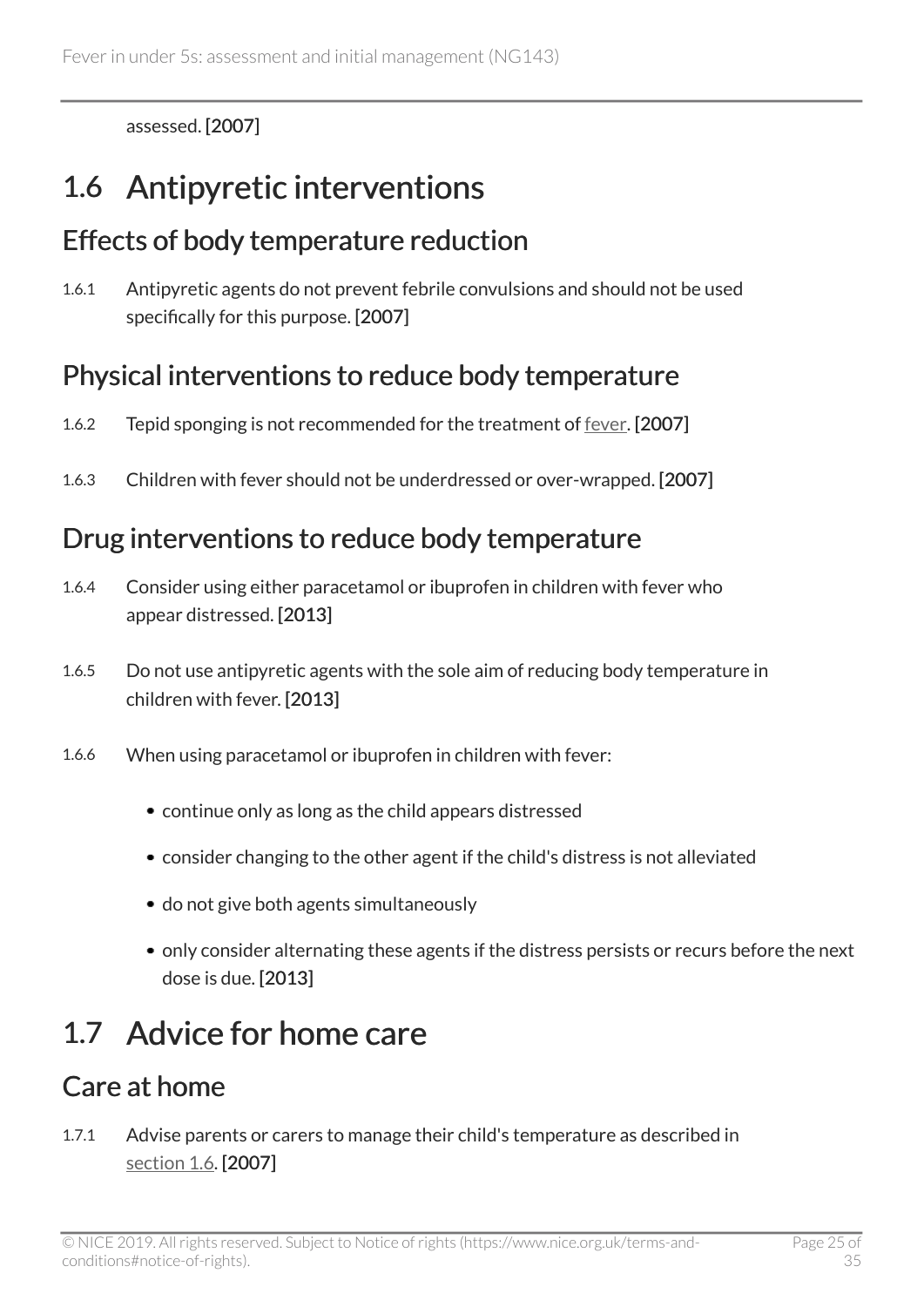assessed. [2007]

## 1.6 Antipyretic interventions

### Effects of body temperature reduction

1.6.1 Antipyretic agents do not prevent febrile convulsions and should not be used specifically for this purpose. [2007]

### Physical interventions to reduce body temperature

1.6.2 Tepid sponging is not recommended for the treatment of fever. [2007]

1.6.3 Children with fever should not be underdressed or over-wrapped. [2007]

### Drug interventions to reduce body temperature

1.6.4 Consider using either paracetamol or ibuprofen in children with fever who appear distressed. [2013]

1.6.5 Do not use antipyretic agents with the sole aim of reducing body temperature in children with fever. [2013]

1.6.6 When using paracetamol or ibuprofen in children with fever:

- continue only as long as the child appears distressed
- consider changing to the other agent if the child's distress is not alleviated
- do not give both agents simultaneously
- only consider alternating these agents if the distress persists or recurs before the next dose is due. [2013]

## 1.7 Advice for home care

### Care at home

1.7.1 Advise parents or carers to manage their child's temperature as described in section 1.6. [2007]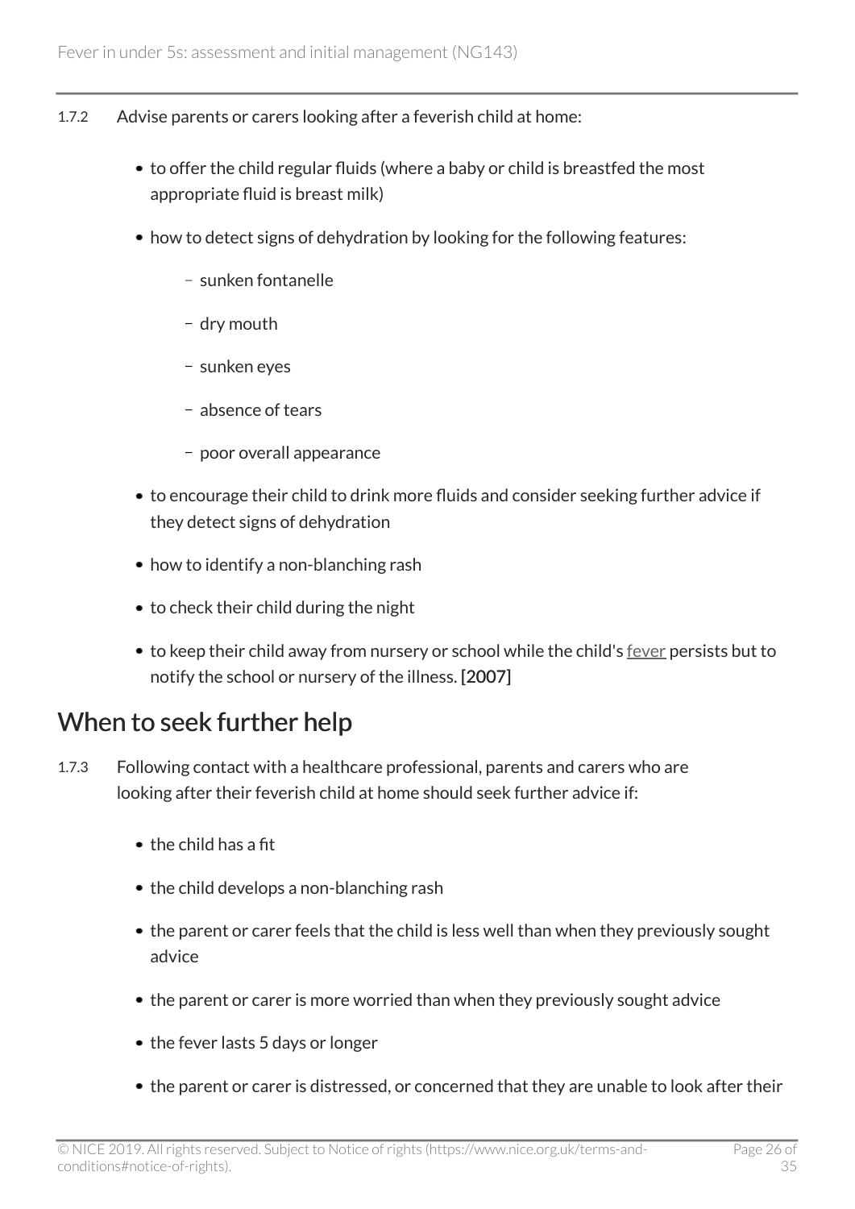1.7.2 Advise parents or carers looking after a feverish child at home:

- to offer the child regular fluids (where a baby or child is breastfed the most appropriate fluid is breast milk)
- how to detect signs of dehydration by looking for the following features:
  - sunken fontanelle
  - dry mouth
  - sunken eyes
  - absence of tears
  - poor overall appearance
- to encourage their child to drink more fluids and consider seeking further advice if they detect signs of dehydration
- how to identify a non-blanching rash
- to check their child during the night
- to keep their child away from nursery or school while the child's fever persists but to notify the school or nursery of the illness. **[2007]**

## When to seek further help

1.7.3 Following contact with a healthcare professional, parents and carers who are looking after their feverish child at home should seek further advice if:

- the child has a fit
- the child develops a non-blanching rash
- the parent or carer feels that the child is less well than when they previously sought advice
- the parent or carer is more worried than when they previously sought advice
- the fever lasts 5 days or longer
- the parent or carer is distressed, or concerned that they are unable to look after their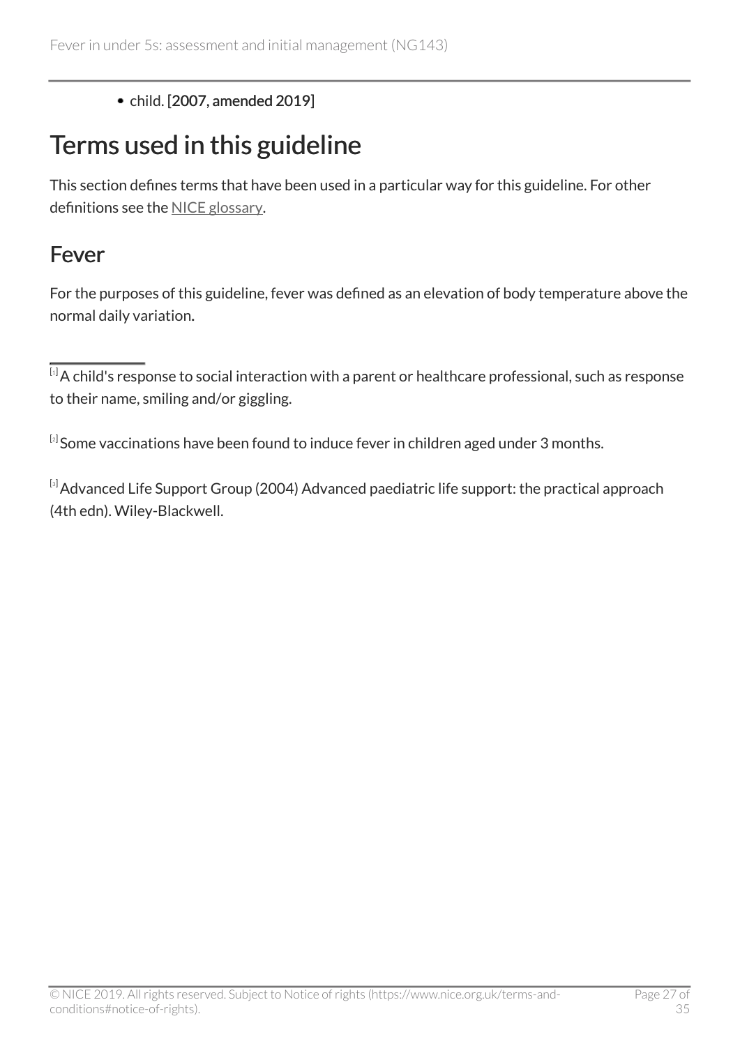- child. **[2007, amended 2019]**

# Terms used in this guideline

This section defines terms that have been used in a particular way for this guideline. For other definitions see the NICE glossary.

## Fever

For the purposes of this guideline, fever was defined as an elevation of body temperature above the normal daily variation.

---

[1] A child's response to social interaction with a parent or healthcare professional, such as response to their name, smiling and/or giggling.

[2] Some vaccinations have been found to induce fever in children aged under 3 months.

[3] Advanced Life Support Group (2004) Advanced paediatric life support: the practical approach (4th edn). Wiley-Blackwell.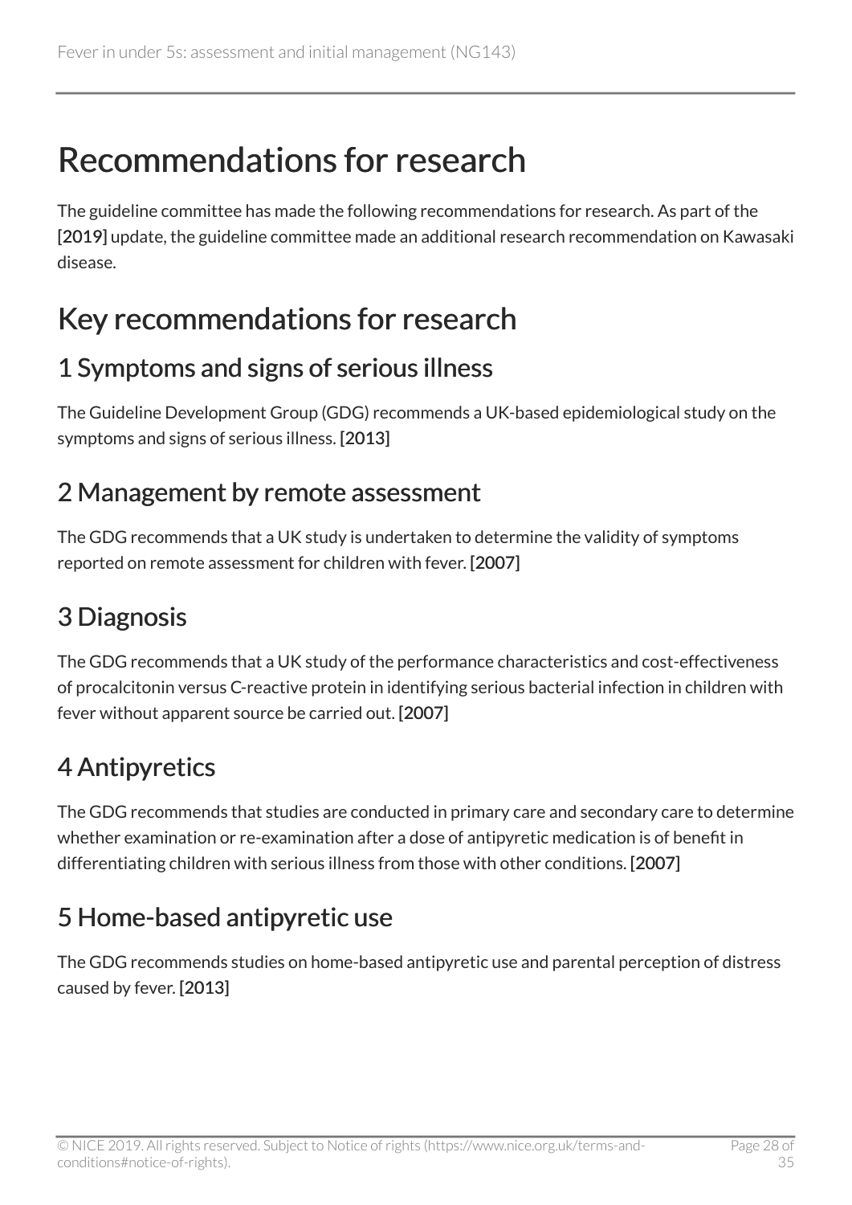# Recommendations for research

The guideline committee has made the following recommendations for research. As part of the [2019] update, the guideline committee made an additional research recommendation on Kawasaki disease.

## Key recommendations for research

### 1 Symptoms and signs of serious illness

The Guideline Development Group (GDG) recommends a UK-based epidemiological study on the symptoms and signs of serious illness. [2013]

### 2 Management by remote assessment

The GDG recommends that a UK study is undertaken to determine the validity of symptoms reported on remote assessment for children with fever. [2007]

### 3 Diagnosis

The GDG recommends that a UK study of the performance characteristics and cost-effectiveness of procalcitonin versus C-reactive protein in identifying serious bacterial infection in children with fever without apparent source be carried out. [2007]

### 4 Antipyretics

The GDG recommends that studies are conducted in primary care and secondary care to determine whether examination or re-examination after a dose of antipyretic medication is of benefit in differentiating children with serious illness from those with other conditions. [2007]

### 5 Home-based antipyretic use

The GDG recommends studies on home-based antipyretic use and parental perception of distress caused by fever. [2013]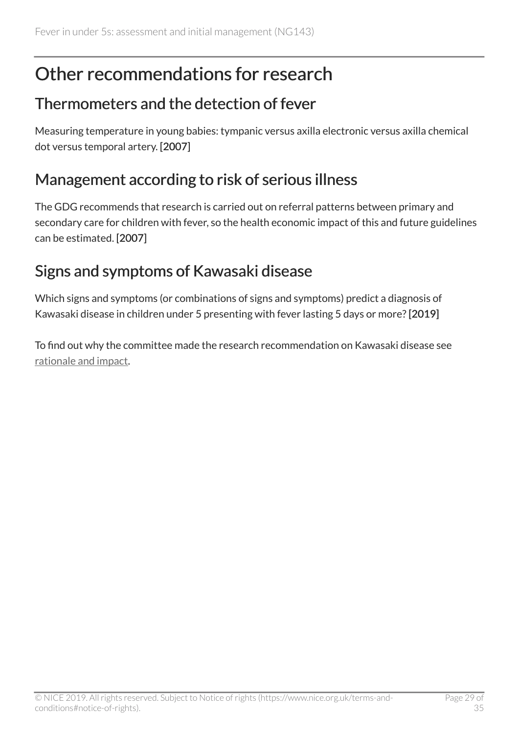# Other recommendations for research

## Thermometers and the detection of fever

Measuring temperature in young babies: tympanic versus axilla electronic versus axilla chemical dot versus temporal artery. [2007]

## Management according to risk of serious illness

The GDG recommends that research is carried out on referral patterns between primary and secondary care for children with fever, so the health economic impact of this and future guidelines can be estimated. [2007]

## Signs and symptoms of Kawasaki disease

Which signs and symptoms (or combinations of signs and symptoms) predict a diagnosis of Kawasaki disease in children under 5 presenting with fever lasting 5 days or more? [2019]

To find out why the committee made the research recommendation on Kawasaki disease see rationale and impact.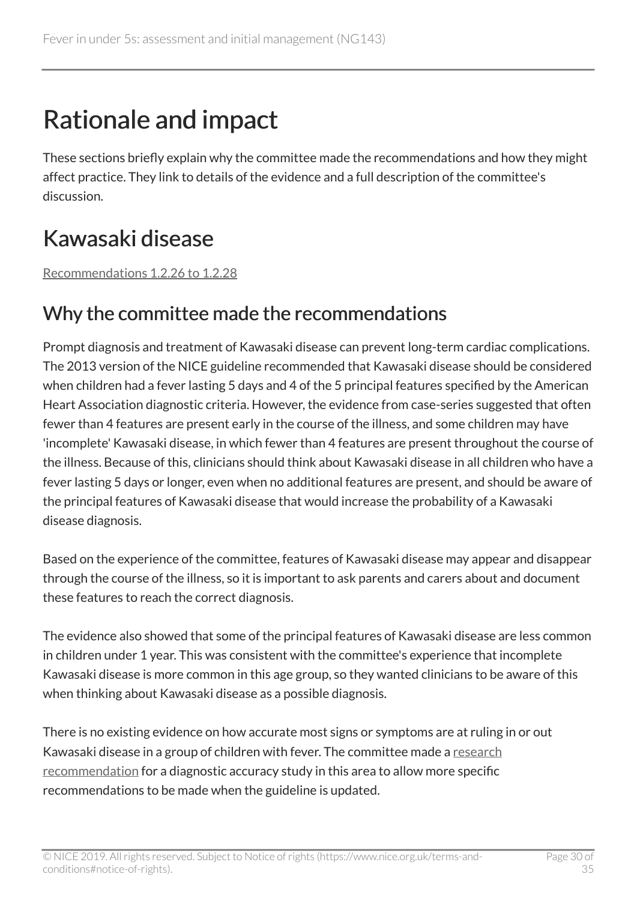# Rationale and impact

These sections briefly explain why the committee made the recommendations and how they might affect practice. They link to details of the evidence and a full description of the committee's discussion.

## Kawasaki disease

Recommendations 1.2.26 to 1.2.28

### Why the committee made the recommendations

Prompt diagnosis and treatment of Kawasaki disease can prevent long-term cardiac complications. The 2013 version of the NICE guideline recommended that Kawasaki disease should be considered when children had a fever lasting 5 days and 4 of the 5 principal features specified by the American Heart Association diagnostic criteria. However, the evidence from case-series suggested that often fewer than 4 features are present early in the course of the illness, and some children may have 'incomplete' Kawasaki disease, in which fewer than 4 features are present throughout the course of the illness. Because of this, clinicians should think about Kawasaki disease in all children who have a fever lasting 5 days or longer, even when no additional features are present, and should be aware of the principal features of Kawasaki disease that would increase the probability of a Kawasaki disease diagnosis.

Based on the experience of the committee, features of Kawasaki disease may appear and disappear through the course of the illness, so it is important to ask parents and carers about and document these features to reach the correct diagnosis.

The evidence also showed that some of the principal features of Kawasaki disease are less common in children under 1 year. This was consistent with the committee's experience that incomplete Kawasaki disease is more common in this age group, so they wanted clinicians to be aware of this when thinking about Kawasaki disease as a possible diagnosis.

There is no existing evidence on how accurate most signs or symptoms are at ruling in or out Kawasaki disease in a group of children with fever. The committee made a research recommendation for a diagnostic accuracy study in this area to allow more specific recommendations to be made when the guideline is updated.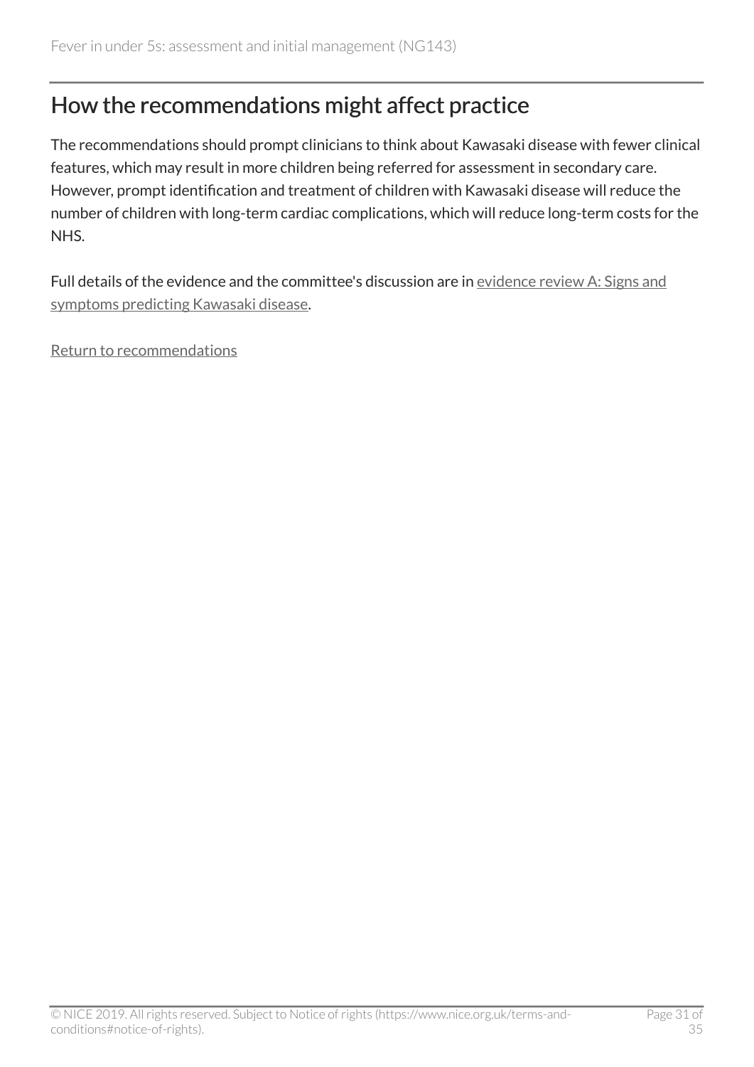## How the recommendations might affect practice

The recommendations should prompt clinicians to think about Kawasaki disease with fewer clinical features, which may result in more children being referred for assessment in secondary care. However, prompt identification and treatment of children with Kawasaki disease will reduce the number of children with long-term cardiac complications, which will reduce long-term costs for the NHS.

Full details of the evidence and the committee's discussion are in evidence review A: Signs and symptoms predicting Kawasaki disease.

Return to recommendations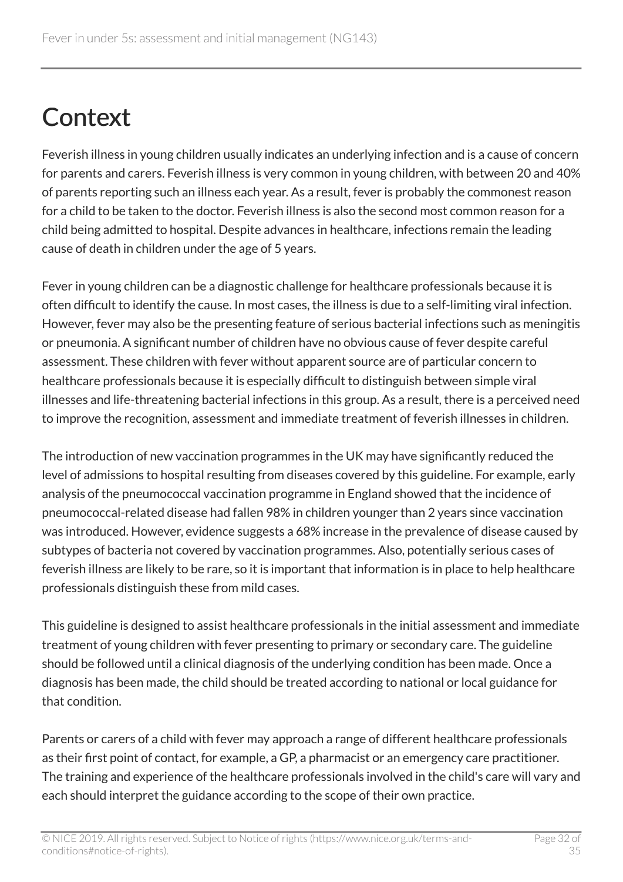# Context

Feverish illness in young children usually indicates an underlying infection and is a cause of concern for parents and carers. Feverish illness is very common in young children, with between 20 and 40% of parents reporting such an illness each year. As a result, fever is probably the commonest reason for a child to be taken to the doctor. Feverish illness is also the second most common reason for a child being admitted to hospital. Despite advances in healthcare, infections remain the leading cause of death in children under the age of 5 years.

Fever in young children can be a diagnostic challenge for healthcare professionals because it is often difficult to identify the cause. In most cases, the illness is due to a self-limiting viral infection. However, fever may also be the presenting feature of serious bacterial infections such as meningitis or pneumonia. A significant number of children have no obvious cause of fever despite careful assessment. These children with fever without apparent source are of particular concern to healthcare professionals because it is especially difficult to distinguish between simple viral illnesses and life-threatening bacterial infections in this group. As a result, there is a perceived need to improve the recognition, assessment and immediate treatment of feverish illnesses in children.

The introduction of new vaccination programmes in the UK may have significantly reduced the level of admissions to hospital resulting from diseases covered by this guideline. For example, early analysis of the pneumococcal vaccination programme in England showed that the incidence of pneumococcal-related disease had fallen 98% in children younger than 2 years since vaccination was introduced. However, evidence suggests a 68% increase in the prevalence of disease caused by subtypes of bacteria not covered by vaccination programmes. Also, potentially serious cases of feverish illness are likely to be rare, so it is important that information is in place to help healthcare professionals distinguish these from mild cases.

This guideline is designed to assist healthcare professionals in the initial assessment and immediate treatment of young children with fever presenting to primary or secondary care. The guideline should be followed until a clinical diagnosis of the underlying condition has been made. Once a diagnosis has been made, the child should be treated according to national or local guidance for that condition.

Parents or carers of a child with fever may approach a range of different healthcare professionals as their first point of contact, for example, a GP, a pharmacist or an emergency care practitioner. The training and experience of the healthcare professionals involved in the child's care will vary and each should interpret the guidance according to the scope of their own practice.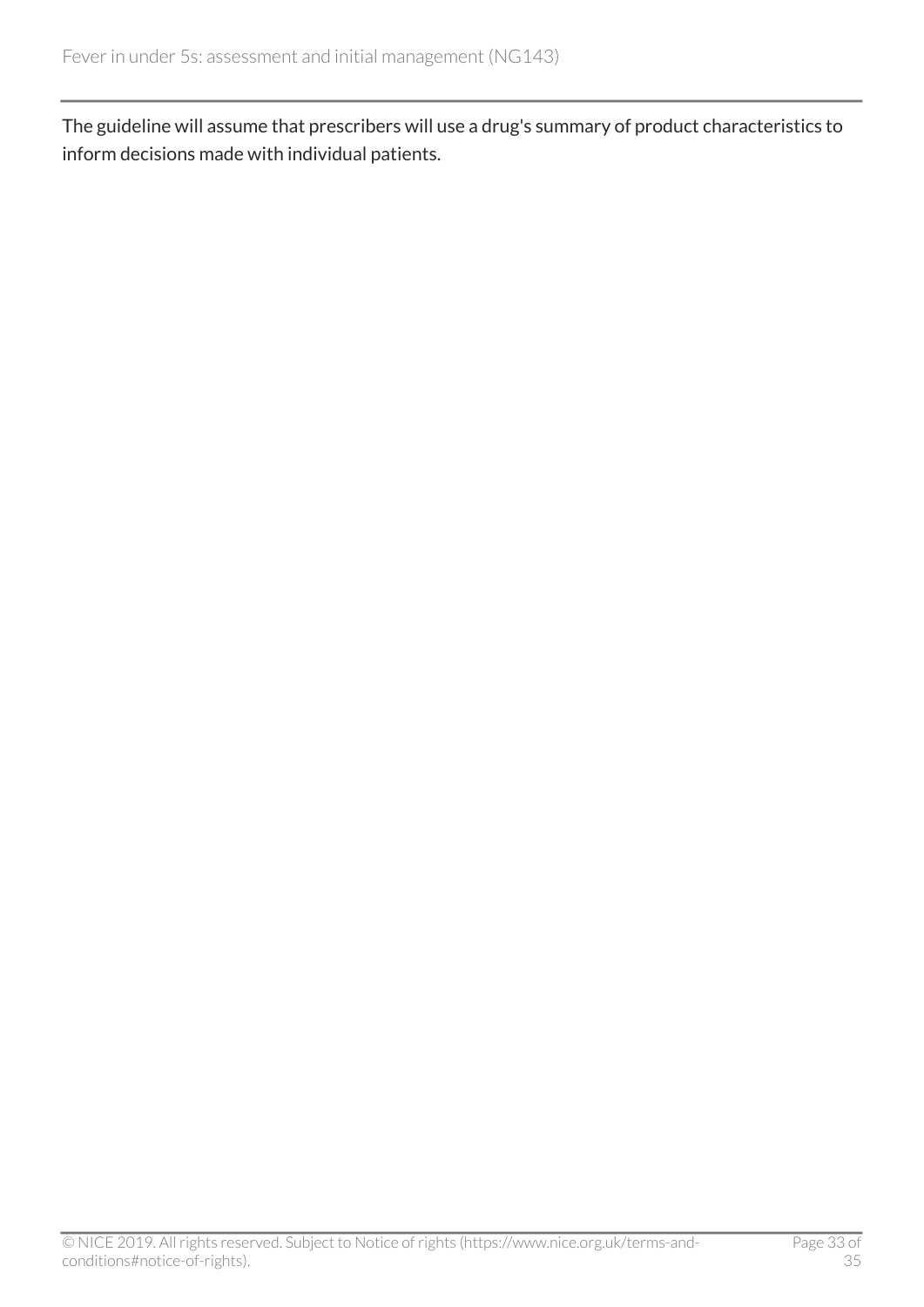The guideline will assume that prescribers will use a drug's summary of product characteristics to inform decisions made with individual patients.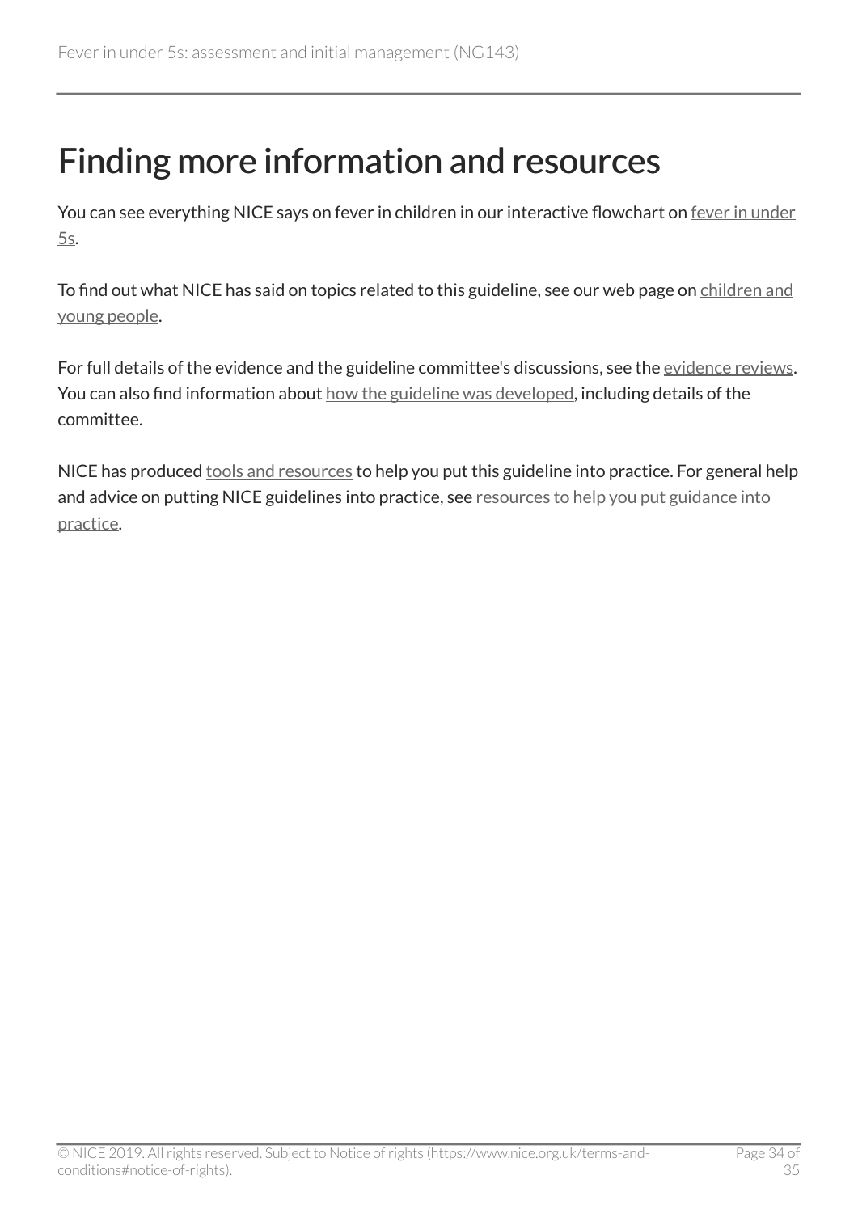# Finding more information and resources

You can see everything NICE says on fever in children in our interactive flowchart on fever in under 5s.

To find out what NICE has said on topics related to this guideline, see our web page on children and young people.

For full details of the evidence and the guideline committee's discussions, see the evidence reviews. You can also find information about how the guideline was developed, including details of the committee.

NICE has produced tools and resources to help you put this guideline into practice. For general help and advice on putting NICE guidelines into practice, see resources to help you put guidance into practice.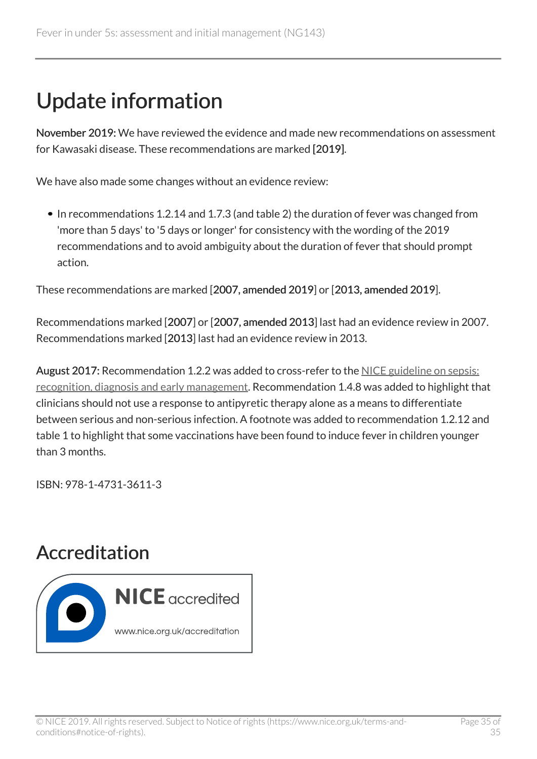# Update information

**November 2019:** We have reviewed the evidence and made new recommendations on assessment for Kawasaki disease. These recommendations are marked **[2019]**.

We have also made some changes without an evidence review:

- In recommendations 1.2.14 and 1.7.3 (and table 2) the duration of fever was changed from 'more than 5 days' to '5 days or longer' for consistency with the wording of the 2019 recommendations and to avoid ambiguity about the duration of fever that should prompt action.

These recommendations are marked [**2007, amended 2019**] or [**2013, amended 2019**].

Recommendations marked [**2007**] or [**2007, amended 2013**] last had an evidence review in 2007. Recommendations marked [**2013**] last had an evidence review in 2013.

**August 2017:** Recommendation 1.2.2 was added to cross-refer to the NICE guideline on sepsis: recognition, diagnosis and early management. Recommendation 1.4.8 was added to highlight that clinicians should not use a response to antipyretic therapy alone as a means to differentiate between serious and non-serious infection. A footnote was added to recommendation 1.2.12 and table 1 to highlight that some vaccinations have been found to induce fever in children younger than 3 months.

ISBN: 978-1-4731-3611-3

# Accreditation

NICE accredited

www.nice.org.uk/accreditation